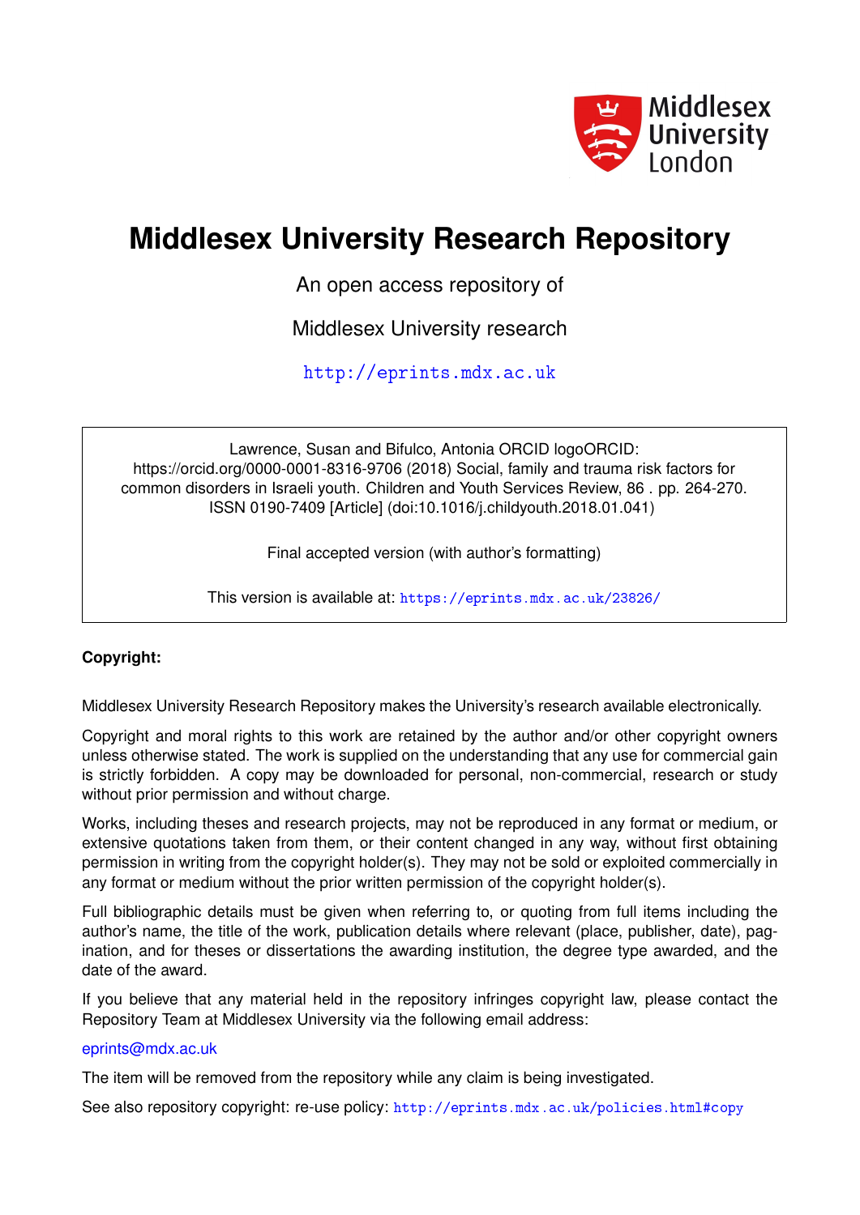Middlesex University London

# Middlesex University Research Repository

An open access repository of

Middlesex University research

http://eprints.mdx.ac.uk

Lawrence, Susan and Bifulco, Antonia ORCID logoORCID: https://orcid.org/0000-0001-8316-9706 (2018) Social, family and trauma risk factors for common disorders in Israeli youth. Children and Youth Services Review, 86 . pp. 264-270. ISSN 0190-7409 [Article] (doi:10.1016/j.childyouth.2018.01.041)

Final accepted version (with author's formatting)

This version is available at: https://eprints.mdx.ac.uk/23826/

**Copyright:**

Middlesex University Research Repository makes the University's research available electronically.

Copyright and moral rights to this work are retained by the author and/or other copyright owners unless otherwise stated. The work is supplied on the understanding that any use for commercial gain is strictly forbidden. A copy may be downloaded for personal, non-commercial, research or study without prior permission and without charge.

Works, including theses and research projects, may not be reproduced in any format or medium, or extensive quotations taken from them, or their content changed in any way, without first obtaining permission in writing from the copyright holder(s). They may not be sold or exploited commercially in any format or medium without the prior written permission of the copyright holder(s).

Full bibliographic details must be given when referring to, or quoting from full items including the author's name, the title of the work, publication details where relevant (place, publisher, date), pagination, and for theses or dissertations the awarding institution, the degree type awarded, and the date of the award.

If you believe that any material held in the repository infringes copyright law, please contact the Repository Team at Middlesex University via the following email address:

eprints@mdx.ac.uk

The item will be removed from the repository while any claim is being investigated.

See also repository copyright: re-use policy: http://eprints.mdx.ac.uk/policies.html#copy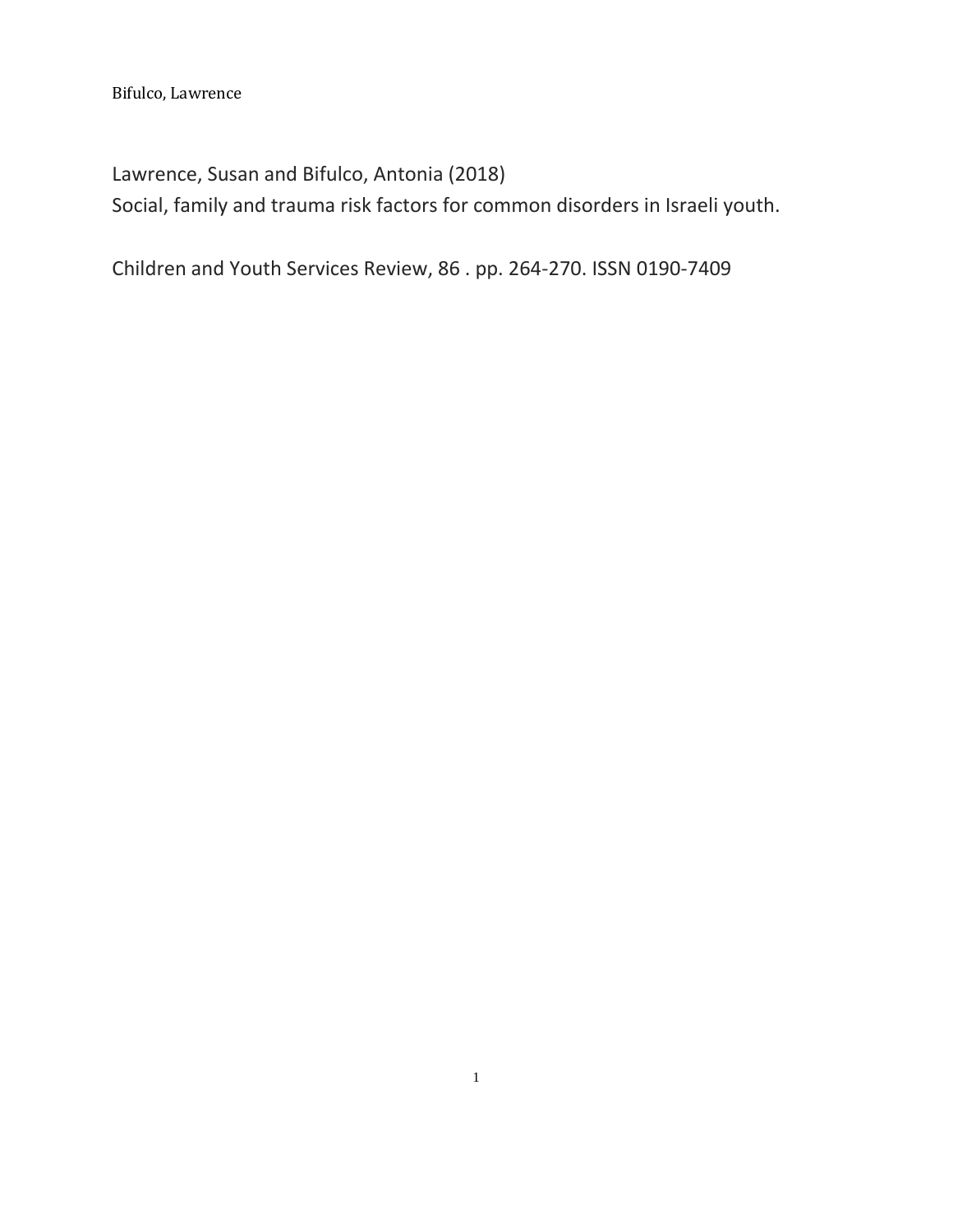Lawrence, Susan and Bifulco, Antonia (2018)
Social, family and trauma risk factors for common disorders in Israeli youth.

Children and Youth Services Review, 86 . pp. 264-270. ISSN 0190-7409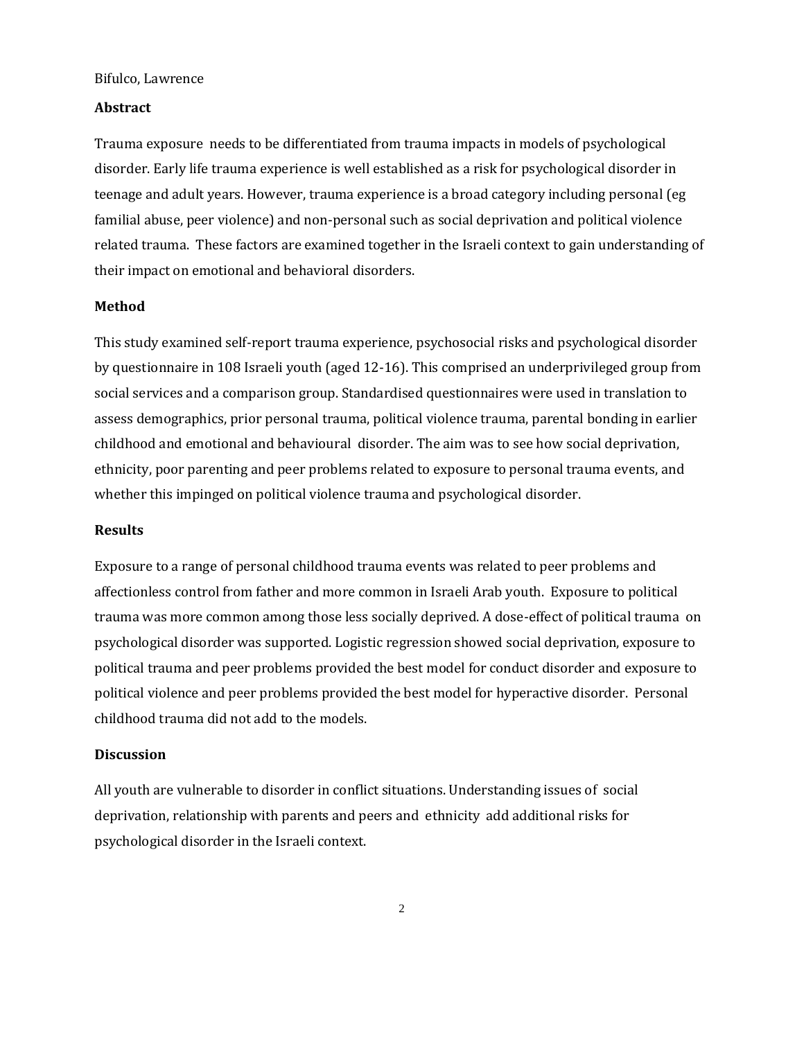Bifulco, Lawrence

**Abstract**

Trauma exposure needs to be differentiated from trauma impacts in models of psychological disorder. Early life trauma experience is well established as a risk for psychological disorder in teenage and adult years. However, trauma experience is a broad category including personal (eg familial abuse, peer violence) and non-personal such as social deprivation and political violence related trauma. These factors are examined together in the Israeli context to gain understanding of their impact on emotional and behavioral disorders.

**Method**

This study examined self-report trauma experience, psychosocial risks and psychological disorder by questionnaire in 108 Israeli youth (aged 12-16). This comprised an underprivileged group from social services and a comparison group. Standardised questionnaires were used in translation to assess demographics, prior personal trauma, political violence trauma, parental bonding in earlier childhood and emotional and behavioural disorder. The aim was to see how social deprivation, ethnicity, poor parenting and peer problems related to exposure to personal trauma events, and whether this impinged on political violence trauma and psychological disorder.

**Results**

Exposure to a range of personal childhood trauma events was related to peer problems and affectionless control from father and more common in Israeli Arab youth. Exposure to political trauma was more common among those less socially deprived. A dose-effect of political trauma on psychological disorder was supported. Logistic regression showed social deprivation, exposure to political trauma and peer problems provided the best model for conduct disorder and exposure to political violence and peer problems provided the best model for hyperactive disorder. Personal childhood trauma did not add to the models.

**Discussion**

All youth are vulnerable to disorder in conflict situations. Understanding issues of social deprivation, relationship with parents and peers and ethnicity add additional risks for psychological disorder in the Israeli context.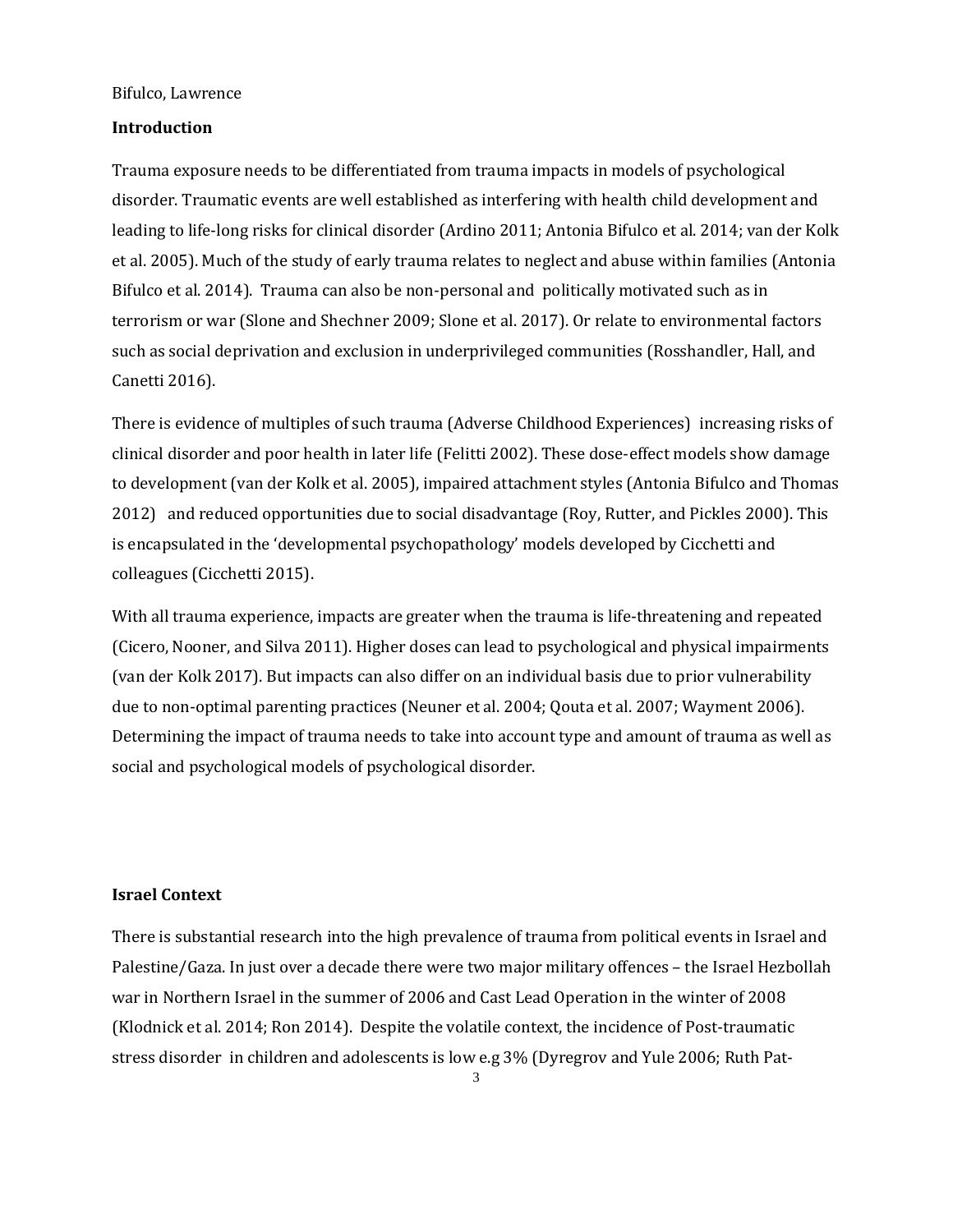Bifulco, Lawrence

**Introduction**

Trauma exposure needs to be differentiated from trauma impacts in models of psychological disorder. Traumatic events are well established as interfering with health child development and leading to life-long risks for clinical disorder (Ardino 2011; Antonia Bifulco et al. 2014; van der Kolk et al. 2005). Much of the study of early trauma relates to neglect and abuse within families (Antonia Bifulco et al. 2014). Trauma can also be non-personal and politically motivated such as in terrorism or war (Slone and Shechner 2009; Slone et al. 2017). Or relate to environmental factors such as social deprivation and exclusion in underprivileged communities (Rosshandler, Hall, and Canetti 2016).

There is evidence of multiples of such trauma (Adverse Childhood Experiences) increasing risks of clinical disorder and poor health in later life (Felitti 2002). These dose-effect models show damage to development (van der Kolk et al. 2005), impaired attachment styles (Antonia Bifulco and Thomas 2012) and reduced opportunities due to social disadvantage (Roy, Rutter, and Pickles 2000). This is encapsulated in the 'developmental psychopathology' models developed by Cicchetti and colleagues (Cicchetti 2015).

With all trauma experience, impacts are greater when the trauma is life-threatening and repeated (Cicero, Nooner, and Silva 2011). Higher doses can lead to psychological and physical impairments (van der Kolk 2017). But impacts can also differ on an individual basis due to prior vulnerability due to non-optimal parenting practices (Neuner et al. 2004; Qouta et al. 2007; Wayment 2006). Determining the impact of trauma needs to take into account type and amount of trauma as well as social and psychological models of psychological disorder.

**Israel Context**

There is substantial research into the high prevalence of trauma from political events in Israel and Palestine/Gaza. In just over a decade there were two major military offences – the Israel Hezbollah war in Northern Israel in the summer of 2006 and Cast Lead Operation in the winter of 2008 (Klodnick et al. 2014; Ron 2014). Despite the volatile context, the incidence of Post-traumatic stress disorder in children and adolescents is low e.g 3% (Dyregrov and Yule 2006; Ruth Pat-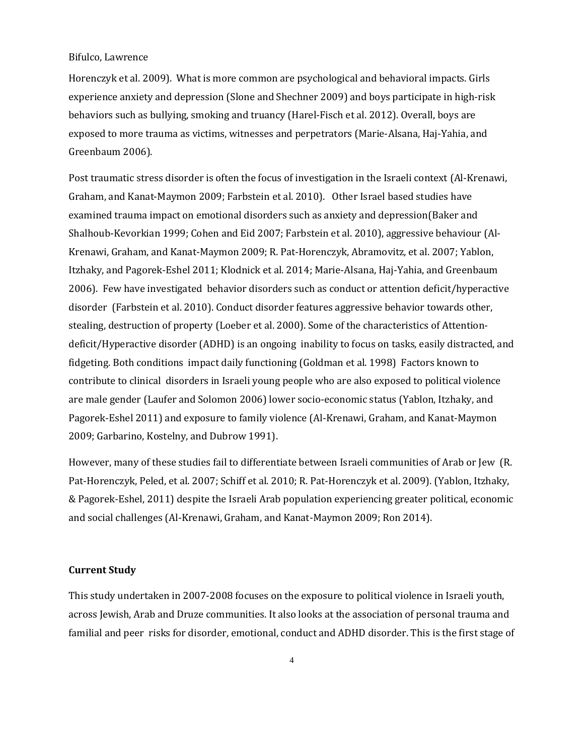Horenczyk et al. 2009). What is more common are psychological and behavioral impacts. Girls experience anxiety and depression (Slone and Shechner 2009) and boys participate in high-risk behaviors such as bullying, smoking and truancy (Harel-Fisch et al. 2012). Overall, boys are exposed to more trauma as victims, witnesses and perpetrators (Marie-Alsana, Haj-Yahia, and Greenbaum 2006).

Post traumatic stress disorder is often the focus of investigation in the Israeli context (Al-Krenawi, Graham, and Kanat-Maymon 2009; Farbstein et al. 2010). Other Israel based studies have examined trauma impact on emotional disorders such as anxiety and depression(Baker and Shalhoub-Kevorkian 1999; Cohen and Eid 2007; Farbstein et al. 2010), aggressive behaviour (Al-Krenawi, Graham, and Kanat-Maymon 2009; R. Pat-Horenczyk, Abramovitz, et al. 2007; Yablon, Itzhaky, and Pagorek-Eshel 2011; Klodnick et al. 2014; Marie-Alsana, Haj-Yahia, and Greenbaum 2006). Few have investigated behavior disorders such as conduct or attention deficit/hyperactive disorder (Farbstein et al. 2010). Conduct disorder features aggressive behavior towards other, stealing, destruction of property (Loeber et al. 2000). Some of the characteristics of Attention-deficit/Hyperactive disorder (ADHD) is an ongoing inability to focus on tasks, easily distracted, and fidgeting. Both conditions impact daily functioning (Goldman et al. 1998) Factors known to contribute to clinical disorders in Israeli young people who are also exposed to political violence are male gender (Laufer and Solomon 2006) lower socio-economic status (Yablon, Itzhaky, and Pagorek-Eshel 2011) and exposure to family violence (Al-Krenawi, Graham, and Kanat-Maymon 2009; Garbarino, Kostelny, and Dubrow 1991).

However, many of these studies fail to differentiate between Israeli communities of Arab or Jew (R. Pat-Horenczyk, Peled, et al. 2007; Schiff et al. 2010; R. Pat-Horenczyk et al. 2009). (Yablon, Itzhaky, & Pagorek-Eshel, 2011) despite the Israeli Arab population experiencing greater political, economic and social challenges (Al-Krenawi, Graham, and Kanat-Maymon 2009; Ron 2014).

### Current Study

This study undertaken in 2007-2008 focuses on the exposure to political violence in Israeli youth, across Jewish, Arab and Druze communities. It also looks at the association of personal trauma and familial and peer risks for disorder, emotional, conduct and ADHD disorder. This is the first stage of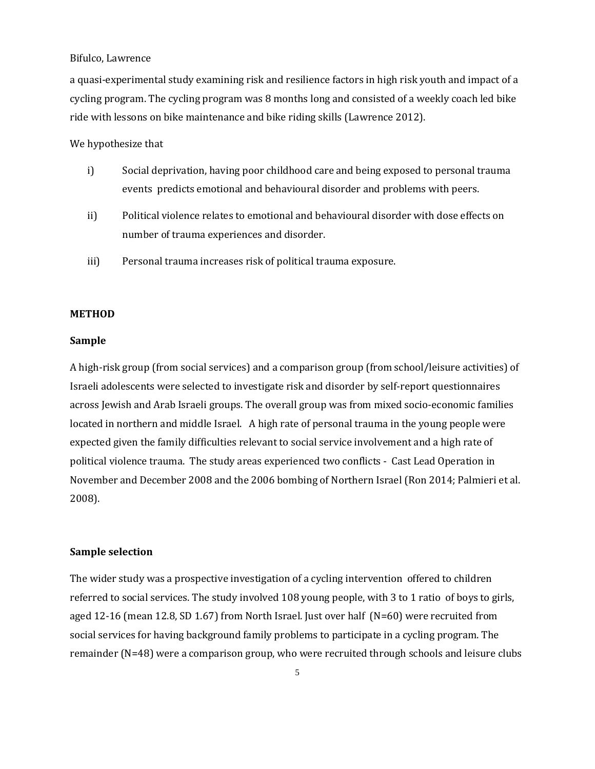a quasi-experimental study examining risk and resilience factors in high risk youth and impact of a cycling program. The cycling program was 8 months long and consisted of a weekly coach led bike ride with lessons on bike maintenance and bike riding skills (Lawrence 2012).

We hypothesize that

i) Social deprivation, having poor childhood care and being exposed to personal trauma events predicts emotional and behavioural disorder and problems with peers.

ii) Political violence relates to emotional and behavioural disorder with dose effects on number of trauma experiences and disorder.

iii) Personal trauma increases risk of political trauma exposure.

## METHOD

### Sample

A high-risk group (from social services) and a comparison group (from school/leisure activities) of Israeli adolescents were selected to investigate risk and disorder by self-report questionnaires across Jewish and Arab Israeli groups. The overall group was from mixed socio-economic families located in northern and middle Israel. A high rate of personal trauma in the young people were expected given the family difficulties relevant to social service involvement and a high rate of political violence trauma. The study areas experienced two conflicts - Cast Lead Operation in November and December 2008 and the 2006 bombing of Northern Israel (Ron 2014; Palmieri et al. 2008).

### Sample selection

The wider study was a prospective investigation of a cycling intervention offered to children referred to social services. The study involved 108 young people, with 3 to 1 ratio of boys to girls, aged 12-16 (mean 12.8, SD 1.67) from North Israel. Just over half (N=60) were recruited from social services for having background family problems to participate in a cycling program. The remainder (N=48) were a comparison group, who were recruited through schools and leisure clubs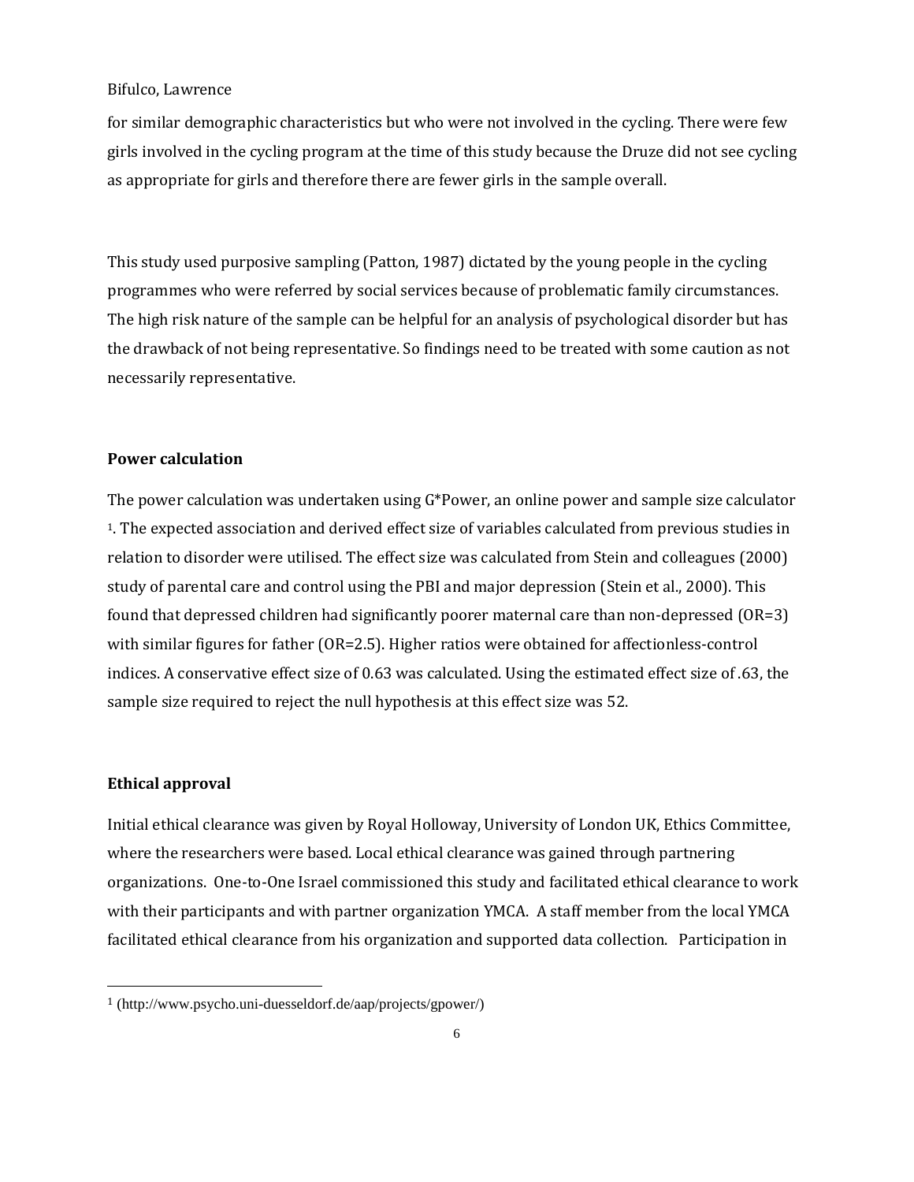for similar demographic characteristics but who were not involved in the cycling. There were few girls involved in the cycling program at the time of this study because the Druze did not see cycling as appropriate for girls and therefore there are fewer girls in the sample overall.

This study used purposive sampling (Patton, 1987) dictated by the young people in the cycling programmes who were referred by social services because of problematic family circumstances. The high risk nature of the sample can be helpful for an analysis of psychological disorder but has the drawback of not being representative. So findings need to be treated with some caution as not necessarily representative.

**Power calculation**

The power calculation was undertaken using G*Power, an online power and sample size calculator [1]. The expected association and derived effect size of variables calculated from previous studies in relation to disorder were utilised. The effect size was calculated from Stein and colleagues (2000) study of parental care and control using the PBI and major depression (Stein et al., 2000). This found that depressed children had significantly poorer maternal care than non-depressed (OR=3) with similar figures for father (OR=2.5). Higher ratios were obtained for affectionless-control indices. A conservative effect size of 0.63 was calculated. Using the estimated effect size of .63, the sample size required to reject the null hypothesis at this effect size was 52.

**Ethical approval**

Initial ethical clearance was given by Royal Holloway, University of London UK, Ethics Committee, where the researchers were based. Local ethical clearance was gained through partnering organizations. One-to-One Israel commissioned this study and facilitated ethical clearance to work with their participants and with partner organization YMCA. A staff member from the local YMCA facilitated ethical clearance from his organization and supported data collection. Participation in

[1] (http://www.psycho.uni-duesseldorf.de/aap/projects/gpower/)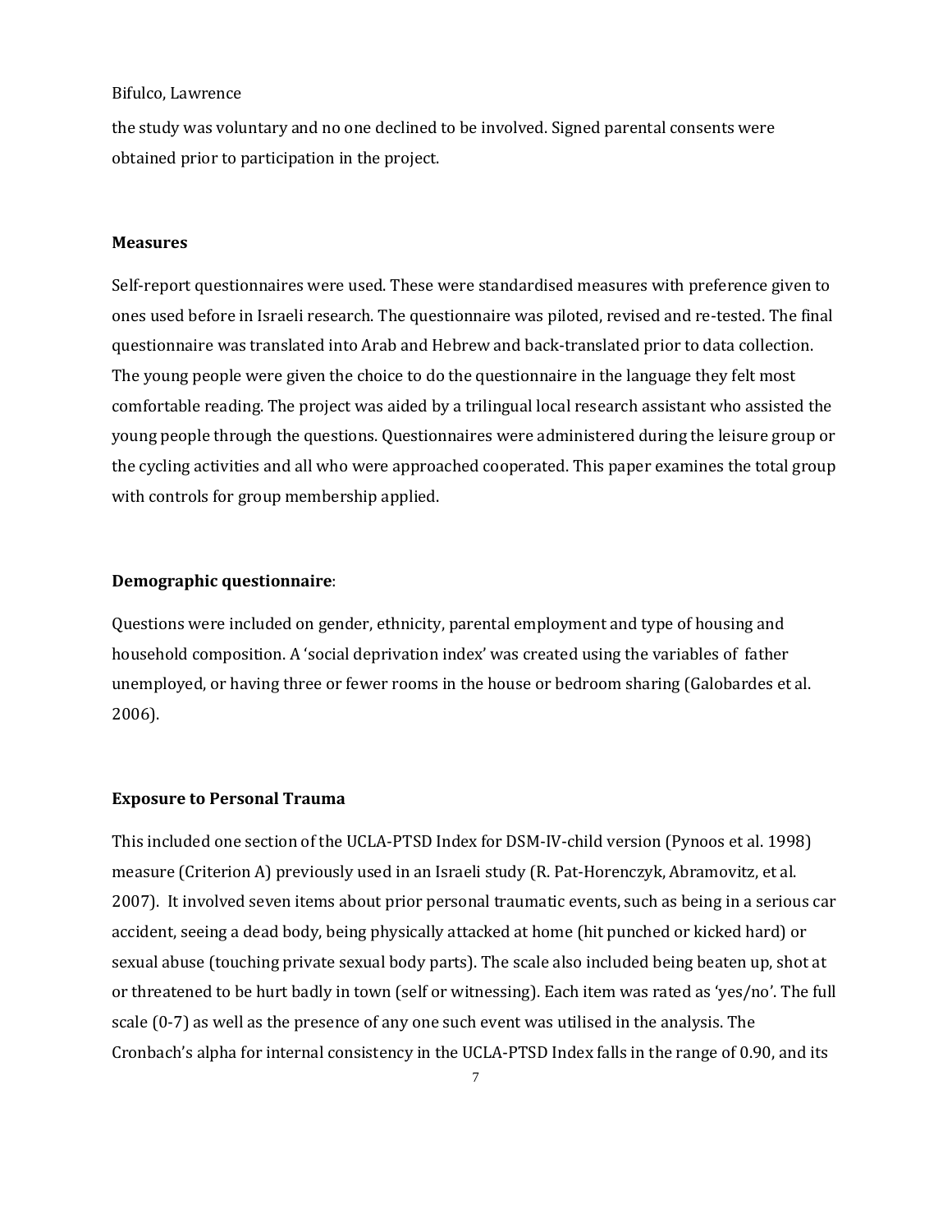the study was voluntary and no one declined to be involved. Signed parental consents were obtained prior to participation in the project.

### Measures

Self-report questionnaires were used. These were standardised measures with preference given to ones used before in Israeli research. The questionnaire was piloted, revised and re-tested. The final questionnaire was translated into Arab and Hebrew and back-translated prior to data collection. The young people were given the choice to do the questionnaire in the language they felt most comfortable reading. The project was aided by a trilingual local research assistant who assisted the young people through the questions. Questionnaires were administered during the leisure group or the cycling activities and all who were approached cooperated. This paper examines the total group with controls for group membership applied.

### Demographic questionnaire:

Questions were included on gender, ethnicity, parental employment and type of housing and household composition. A 'social deprivation index' was created using the variables of father unemployed, or having three or fewer rooms in the house or bedroom sharing (Galobardes et al. 2006).

### Exposure to Personal Trauma

This included one section of the UCLA-PTSD Index for DSM-IV-child version (Pynoos et al. 1998) measure (Criterion A) previously used in an Israeli study (R. Pat-Horenczyk, Abramovitz, et al. 2007). It involved seven items about prior personal traumatic events, such as being in a serious car accident, seeing a dead body, being physically attacked at home (hit punched or kicked hard) or sexual abuse (touching private sexual body parts). The scale also included being beaten up, shot at or threatened to be hurt badly in town (self or witnessing). Each item was rated as 'yes/no'. The full scale (0-7) as well as the presence of any one such event was utilised in the analysis. The Cronbach's alpha for internal consistency in the UCLA-PTSD Index falls in the range of 0.90, and its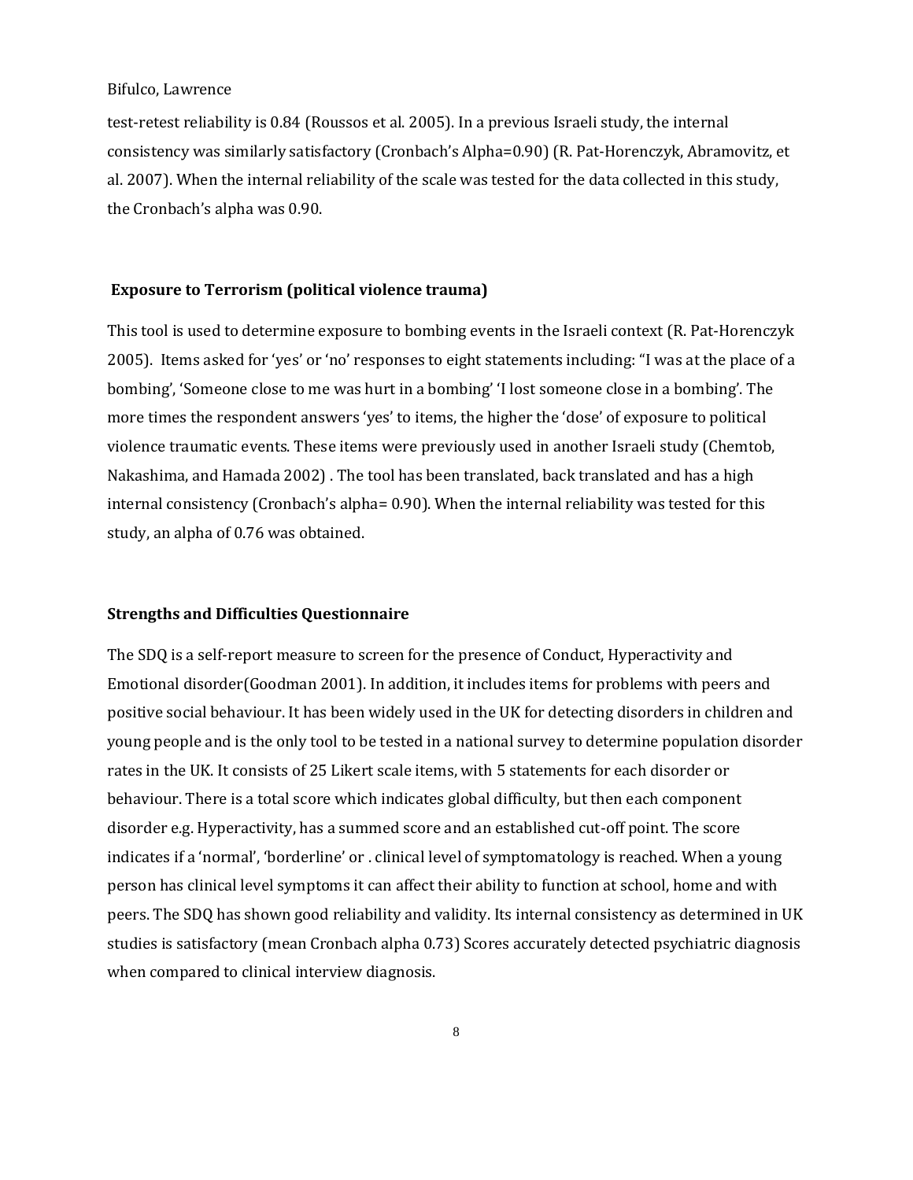test-retest reliability is 0.84 (Roussos et al. 2005). In a previous Israeli study, the internal consistency was similarly satisfactory (Cronbach's Alpha=0.90) (R. Pat-Horenczyk, Abramovitz, et al. 2007). When the internal reliability of the scale was tested for the data collected in this study, the Cronbach's alpha was 0.90.

### Exposure to Terrorism (political violence trauma)

This tool is used to determine exposure to bombing events in the Israeli context (R. Pat-Horenczyk 2005). Items asked for 'yes' or 'no' responses to eight statements including: "I was at the place of a bombing', 'Someone close to me was hurt in a bombing' 'I lost someone close in a bombing'. The more times the respondent answers 'yes' to items, the higher the 'dose' of exposure to political violence traumatic events. These items were previously used in another Israeli study (Chemtob, Nakashima, and Hamada 2002) . The tool has been translated, back translated and has a high internal consistency (Cronbach's alpha= 0.90). When the internal reliability was tested for this study, an alpha of 0.76 was obtained.

### Strengths and Difficulties Questionnaire

The SDQ is a self-report measure to screen for the presence of Conduct, Hyperactivity and Emotional disorder(Goodman 2001). In addition, it includes items for problems with peers and positive social behaviour. It has been widely used in the UK for detecting disorders in children and young people and is the only tool to be tested in a national survey to determine population disorder rates in the UK. It consists of 25 Likert scale items, with 5 statements for each disorder or behaviour. There is a total score which indicates global difficulty, but then each component disorder e.g. Hyperactivity, has a summed score and an established cut-off point. The score indicates if a 'normal', 'borderline' or . clinical level of symptomatology is reached. When a young person has clinical level symptoms it can affect their ability to function at school, home and with peers. The SDQ has shown good reliability and validity. Its internal consistency as determined in UK studies is satisfactory (mean Cronbach alpha 0.73) Scores accurately detected psychiatric diagnosis when compared to clinical interview diagnosis.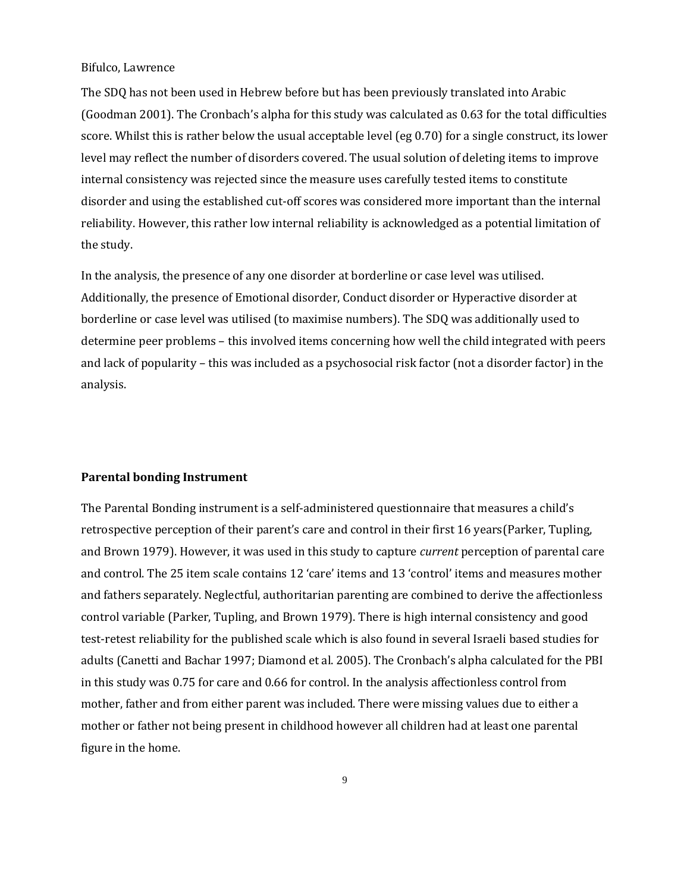The SDQ has not been used in Hebrew before but has been previously translated into Arabic (Goodman 2001). The Cronbach's alpha for this study was calculated as 0.63 for the total difficulties score. Whilst this is rather below the usual acceptable level (eg 0.70) for a single construct, its lower level may reflect the number of disorders covered. The usual solution of deleting items to improve internal consistency was rejected since the measure uses carefully tested items to constitute disorder and using the established cut-off scores was considered more important than the internal reliability. However, this rather low internal reliability is acknowledged as a potential limitation of the study.

In the analysis, the presence of any one disorder at borderline or case level was utilised. Additionally, the presence of Emotional disorder, Conduct disorder or Hyperactive disorder at borderline or case level was utilised (to maximise numbers). The SDQ was additionally used to determine peer problems – this involved items concerning how well the child integrated with peers and lack of popularity – this was included as a psychosocial risk factor (not a disorder factor) in the analysis.

**Parental bonding Instrument**

The Parental Bonding instrument is a self-administered questionnaire that measures a child's retrospective perception of their parent's care and control in their first 16 years(Parker, Tupling, and Brown 1979). However, it was used in this study to capture *current* perception of parental care and control. The 25 item scale contains 12 'care' items and 13 'control' items and measures mother and fathers separately. Neglectful, authoritarian parenting are combined to derive the affectionless control variable (Parker, Tupling, and Brown 1979). There is high internal consistency and good test-retest reliability for the published scale which is also found in several Israeli based studies for adults (Canetti and Bachar 1997; Diamond et al. 2005). The Cronbach's alpha calculated for the PBI in this study was 0.75 for care and 0.66 for control. In the analysis affectionless control from mother, father and from either parent was included. There were missing values due to either a mother or father not being present in childhood however all children had at least one parental figure in the home.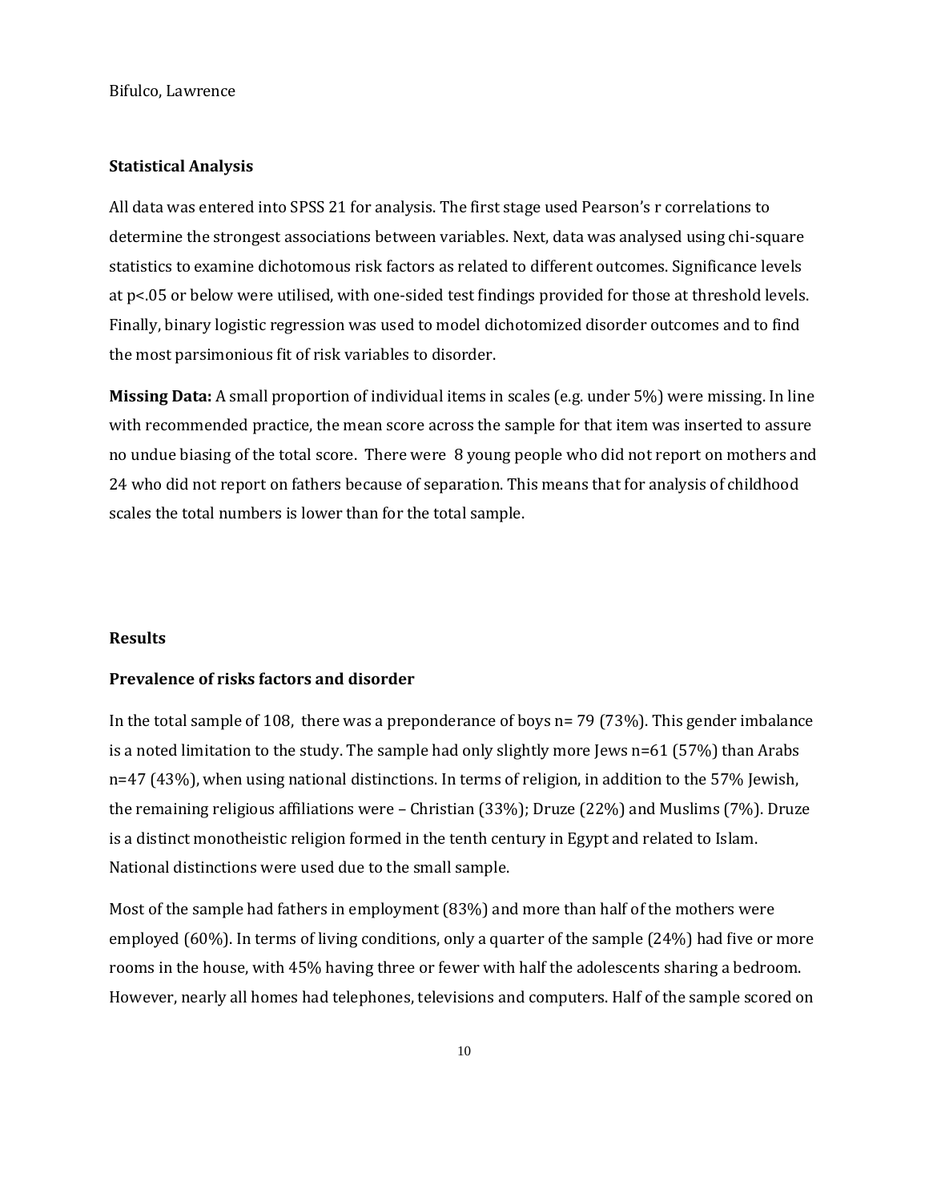### Statistical Analysis

All data was entered into SPSS 21 for analysis. The first stage used Pearson's r correlations to determine the strongest associations between variables. Next, data was analysed using chi-square statistics to examine dichotomous risk factors as related to different outcomes. Significance levels at $p<.05$ or below were utilised, with one-sided test findings provided for those at threshold levels. Finally, binary logistic regression was used to model dichotomized disorder outcomes and to find the most parsimonious fit of risk variables to disorder.

**Missing Data:** A small proportion of individual items in scales (e.g. under 5%) were missing. In line with recommended practice, the mean score across the sample for that item was inserted to assure no undue biasing of the total score. There were 8 young people who did not report on mothers and 24 who did not report on fathers because of separation. This means that for analysis of childhood scales the total numbers is lower than for the total sample.

### Results

### Prevalence of risks factors and disorder

In the total sample of 108, there was a preponderance of boys n= 79 (73%). This gender imbalance is a noted limitation to the study. The sample had only slightly more Jews n=61 (57%) than Arabs n=47 (43%), when using national distinctions. In terms of religion, in addition to the 57% Jewish, the remaining religious affiliations were – Christian (33%); Druze (22%) and Muslims (7%). Druze is a distinct monotheistic religion formed in the tenth century in Egypt and related to Islam. National distinctions were used due to the small sample.

Most of the sample had fathers in employment (83%) and more than half of the mothers were employed (60%). In terms of living conditions, only a quarter of the sample (24%) had five or more rooms in the house, with 45% having three or fewer with half the adolescents sharing a bedroom. However, nearly all homes had telephones, televisions and computers. Half of the sample scored on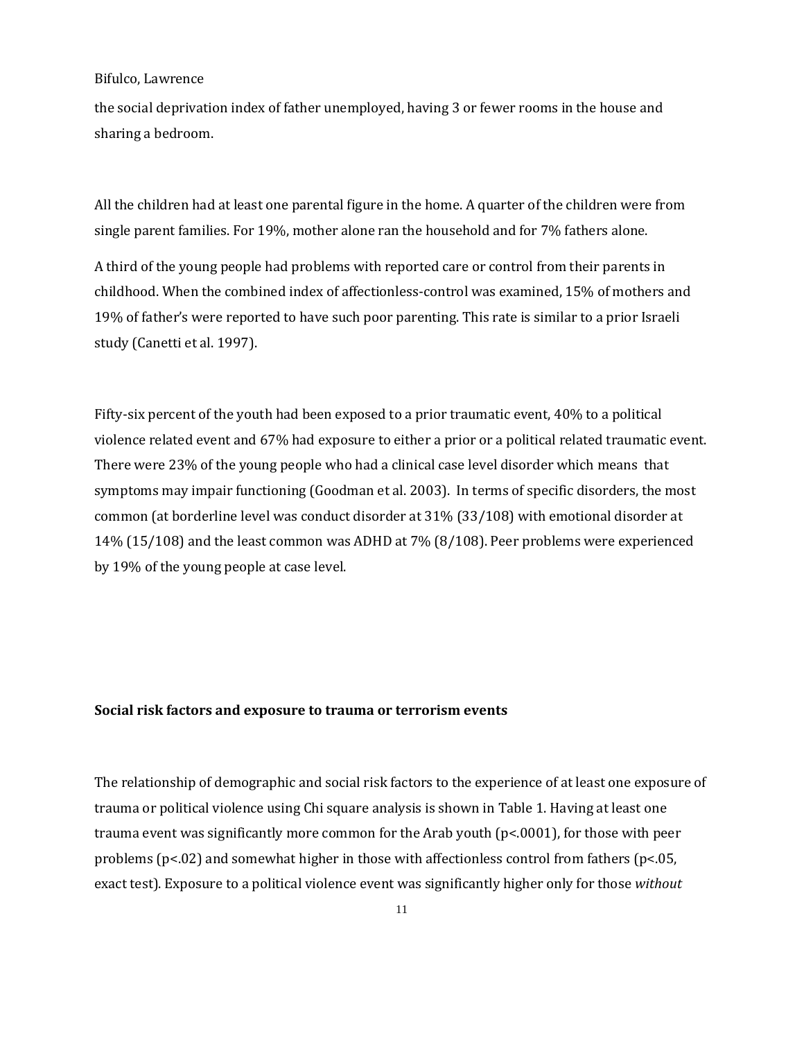the social deprivation index of father unemployed, having 3 or fewer rooms in the house and sharing a bedroom.

All the children had at least one parental figure in the home. A quarter of the children were from single parent families. For 19%, mother alone ran the household and for 7% fathers alone.

A third of the young people had problems with reported care or control from their parents in childhood. When the combined index of affectionless-control was examined, 15% of mothers and 19% of father's were reported to have such poor parenting. This rate is similar to a prior Israeli study (Canetti et al. 1997).

Fifty-six percent of the youth had been exposed to a prior traumatic event, 40% to a political violence related event and 67% had exposure to either a prior or a political related traumatic event. There were 23% of the young people who had a clinical case level disorder which means that symptoms may impair functioning (Goodman et al. 2003). In terms of specific disorders, the most common (at borderline level was conduct disorder at 31% (33/108) with emotional disorder at 14% (15/108) and the least common was ADHD at 7% (8/108). Peer problems were experienced by 19% of the young people at case level.

**Social risk factors and exposure to trauma or terrorism events**

The relationship of demographic and social risk factors to the experience of at least one exposure of trauma or political violence using Chi square analysis is shown in Table 1. Having at least one trauma event was significantly more common for the Arab youth ($p<.0001$), for those with peer problems ($p<.02$) and somewhat higher in those with affectionless control from fathers ($p<.05$, exact test). Exposure to a political violence event was significantly higher only for those *without*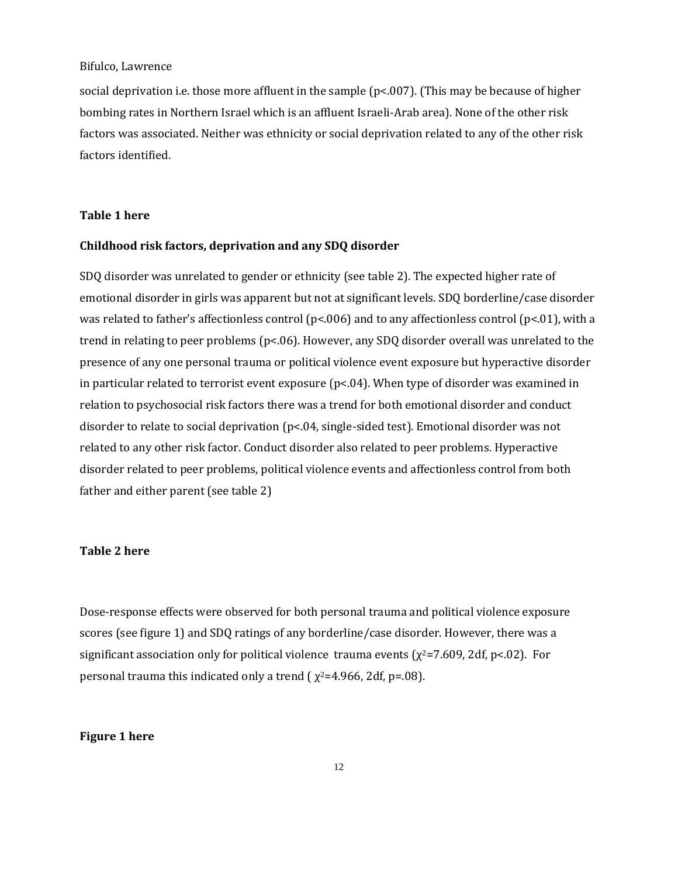social deprivation i.e. those more affluent in the sample (p<.007). (This may be because of higher bombing rates in Northern Israel which is an affluent Israeli-Arab area). None of the other risk factors was associated. Neither was ethnicity or social deprivation related to any of the other risk factors identified.

**Table 1 here**

**Childhood risk factors, deprivation and any SDQ disorder**

SDQ disorder was unrelated to gender or ethnicity (see table 2). The expected higher rate of emotional disorder in girls was apparent but not at significant levels. SDQ borderline/case disorder was related to father's affectionless control (p<.006) and to any affectionless control (p<.01), with a trend in relating to peer problems (p<.06). However, any SDQ disorder overall was unrelated to the presence of any one personal trauma or political violence event exposure but hyperactive disorder in particular related to terrorist event exposure (p<.04). When type of disorder was examined in relation to psychosocial risk factors there was a trend for both emotional disorder and conduct disorder to relate to social deprivation (p<.04, single-sided test). Emotional disorder was not related to any other risk factor. Conduct disorder also related to peer problems. Hyperactive disorder related to peer problems, political violence events and affectionless control from both father and either parent (see table 2)

**Table 2 here**

Dose-response effects were observed for both personal trauma and political violence exposure scores (see figure 1) and SDQ ratings of any borderline/case disorder. However, there was a significant association only for political violence trauma events ($\chi^2$=7.609, 2df, p<.02). For personal trauma this indicated only a trend ( $\chi^2$=4.966, 2df, p=.08).

**Figure 1 here**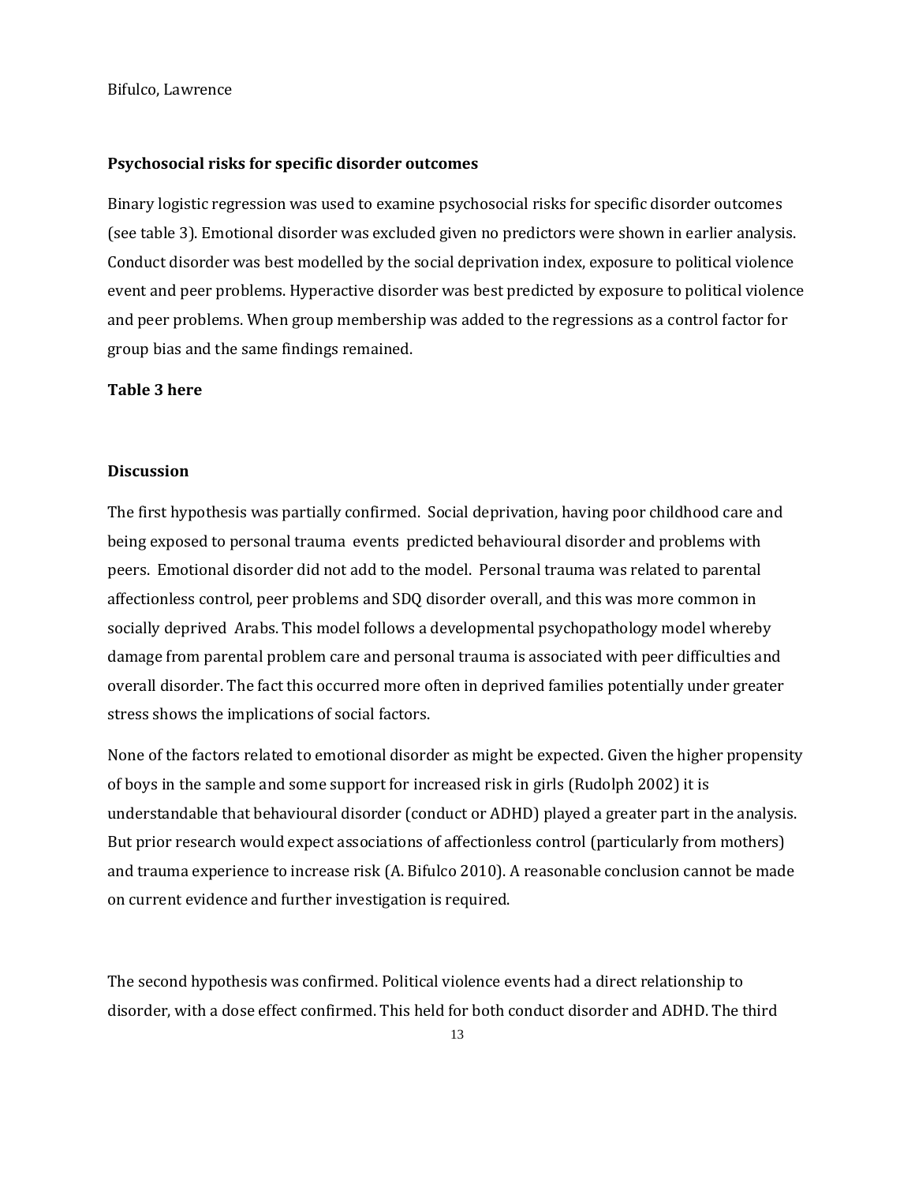### Psychosocial risks for specific disorder outcomes

Binary logistic regression was used to examine psychosocial risks for specific disorder outcomes (see table 3). Emotional disorder was excluded given no predictors were shown in earlier analysis. Conduct disorder was best modelled by the social deprivation index, exposure to political violence event and peer problems. Hyperactive disorder was best predicted by exposure to political violence and peer problems. When group membership was added to the regressions as a control factor for group bias and the same findings remained.

**Table 3 here**

### Discussion

The first hypothesis was partially confirmed. Social deprivation, having poor childhood care and being exposed to personal trauma events predicted behavioural disorder and problems with peers. Emotional disorder did not add to the model. Personal trauma was related to parental affectionless control, peer problems and SDQ disorder overall, and this was more common in socially deprived Arabs. This model follows a developmental psychopathology model whereby damage from parental problem care and personal trauma is associated with peer difficulties and overall disorder. The fact this occurred more often in deprived families potentially under greater stress shows the implications of social factors.

None of the factors related to emotional disorder as might be expected. Given the higher propensity of boys in the sample and some support for increased risk in girls (Rudolph 2002) it is understandable that behavioural disorder (conduct or ADHD) played a greater part in the analysis. But prior research would expect associations of affectionless control (particularly from mothers) and trauma experience to increase risk (A. Bifulco 2010). A reasonable conclusion cannot be made on current evidence and further investigation is required.

The second hypothesis was confirmed. Political violence events had a direct relationship to disorder, with a dose effect confirmed. This held for both conduct disorder and ADHD. The third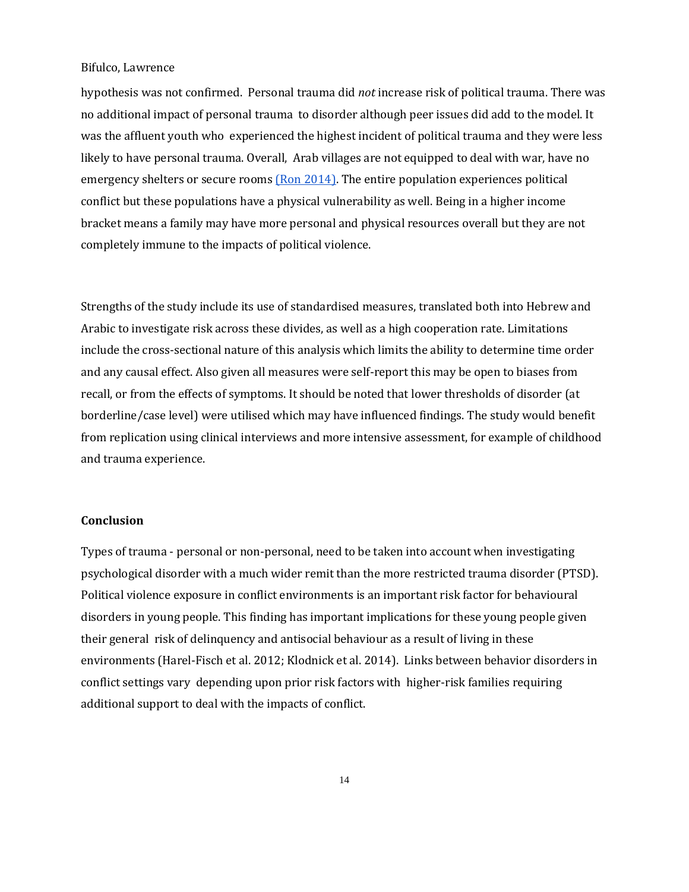hypothesis was not confirmed. Personal trauma did *not* increase risk of political trauma. There was no additional impact of personal trauma to disorder although peer issues did add to the model. It was the affluent youth who experienced the highest incident of political trauma and they were less likely to have personal trauma. Overall, Arab villages are not equipped to deal with war, have no emergency shelters or secure rooms (Ron 2014). The entire population experiences political conflict but these populations have a physical vulnerability as well. Being in a higher income bracket means a family may have more personal and physical resources overall but they are not completely immune to the impacts of political violence.

Strengths of the study include its use of standardised measures, translated both into Hebrew and Arabic to investigate risk across these divides, as well as a high cooperation rate. Limitations include the cross-sectional nature of this analysis which limits the ability to determine time order and any causal effect. Also given all measures were self-report this may be open to biases from recall, or from the effects of symptoms. It should be noted that lower thresholds of disorder (at borderline/case level) were utilised which may have influenced findings. The study would benefit from replication using clinical interviews and more intensive assessment, for example of childhood and trauma experience.

## Conclusion

Types of trauma - personal or non-personal, need to be taken into account when investigating psychological disorder with a much wider remit than the more restricted trauma disorder (PTSD). Political violence exposure in conflict environments is an important risk factor for behavioural disorders in young people. This finding has important implications for these young people given their general risk of delinquency and antisocial behaviour as a result of living in these environments (Harel-Fisch et al. 2012; Klodnick et al. 2014). Links between behavior disorders in conflict settings vary depending upon prior risk factors with higher-risk families requiring additional support to deal with the impacts of conflict.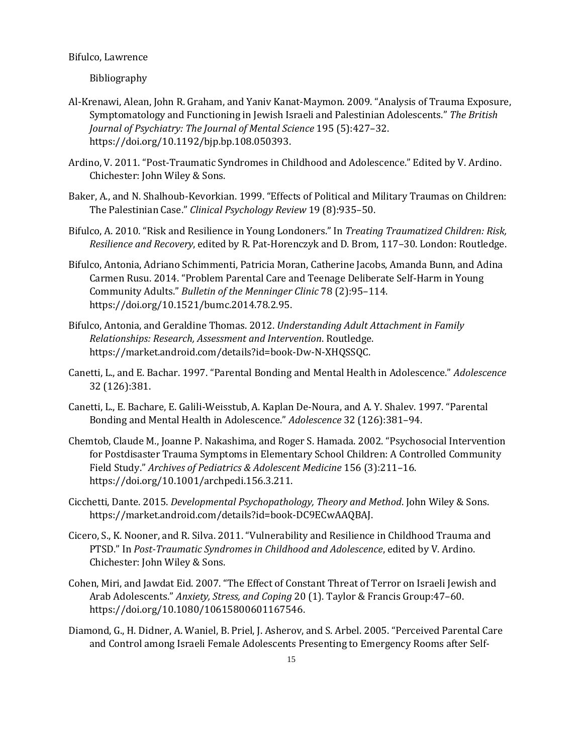Bibliography

Al-Krenawi, Alean, John R. Graham, and Yaniv Kanat-Maymon. 2009. “Analysis of Trauma Exposure, Symptomatology and Functioning in Jewish Israeli and Palestinian Adolescents.” *The British Journal of Psychiatry: The Journal of Mental Science* 195 (5):427–32. https://doi.org/10.1192/bjp.bp.108.050393.

Ardino, V. 2011. “Post-Traumatic Syndromes in Childhood and Adolescence.” Edited by V. Ardino. Chichester: John Wiley & Sons.

Baker, A., and N. Shalhoub-Kevorkian. 1999. “Effects of Political and Military Traumas on Children: The Palestinian Case.” *Clinical Psychology Review* 19 (8):935–50.

Bifulco, A. 2010. “Risk and Resilience in Young Londoners.” In *Treating Traumatized Children: Risk, Resilience and Recovery*, edited by R. Pat-Horenczyk and D. Brom, 117–30. London: Routledge.

Bifulco, Antonia, Adriano Schimmenti, Patricia Moran, Catherine Jacobs, Amanda Bunn, and Adina Carmen Rusu. 2014. “Problem Parental Care and Teenage Deliberate Self-Harm in Young Community Adults.” *Bulletin of the Menninger Clinic* 78 (2):95–114. https://doi.org/10.1521/bumc.2014.78.2.95.

Bifulco, Antonia, and Geraldine Thomas. 2012. *Understanding Adult Attachment in Family Relationships: Research, Assessment and Intervention*. Routledge. https://market.android.com/details?id=book-Dw-N-XHQSSQC.

Canetti, L., and E. Bachar. 1997. “Parental Bonding and Mental Health in Adolescence.” *Adolescence* 32 (126):381.

Canetti, L., E. Bachare, E. Galili-Weisstub, A. Kaplan De-Noura, and A. Y. Shalev. 1997. “Parental Bonding and Mental Health in Adolescence.” *Adolescence* 32 (126):381–94.

Chemtob, Claude M., Joanne P. Nakashima, and Roger S. Hamada. 2002. “Psychosocial Intervention for Postdisaster Trauma Symptoms in Elementary School Children: A Controlled Community Field Study.” *Archives of Pediatrics & Adolescent Medicine* 156 (3):211–16. https://doi.org/10.1001/archpedi.156.3.211.

Cicchetti, Dante. 2015. *Developmental Psychopathology, Theory and Method*. John Wiley & Sons. https://market.android.com/details?id=book-DC9ECwAAQBAJ.

Cicero, S., K. Nooner, and R. Silva. 2011. “Vulnerability and Resilience in Childhood Trauma and PTSD.” In *Post-Traumatic Syndromes in Childhood and Adolescence*, edited by V. Ardino. Chichester: John Wiley & Sons.

Cohen, Miri, and Jawdat Eid. 2007. “The Effect of Constant Threat of Terror on Israeli Jewish and Arab Adolescents.” *Anxiety, Stress, and Coping* 20 (1). Taylor & Francis Group:47–60. https://doi.org/10.1080/10615800601167546.

Diamond, G., H. Didner, A. Waniel, B. Priel, J. Asherov, and S. Arbel. 2005. “Perceived Parental Care and Control among Israeli Female Adolescents Presenting to Emergency Rooms after Self-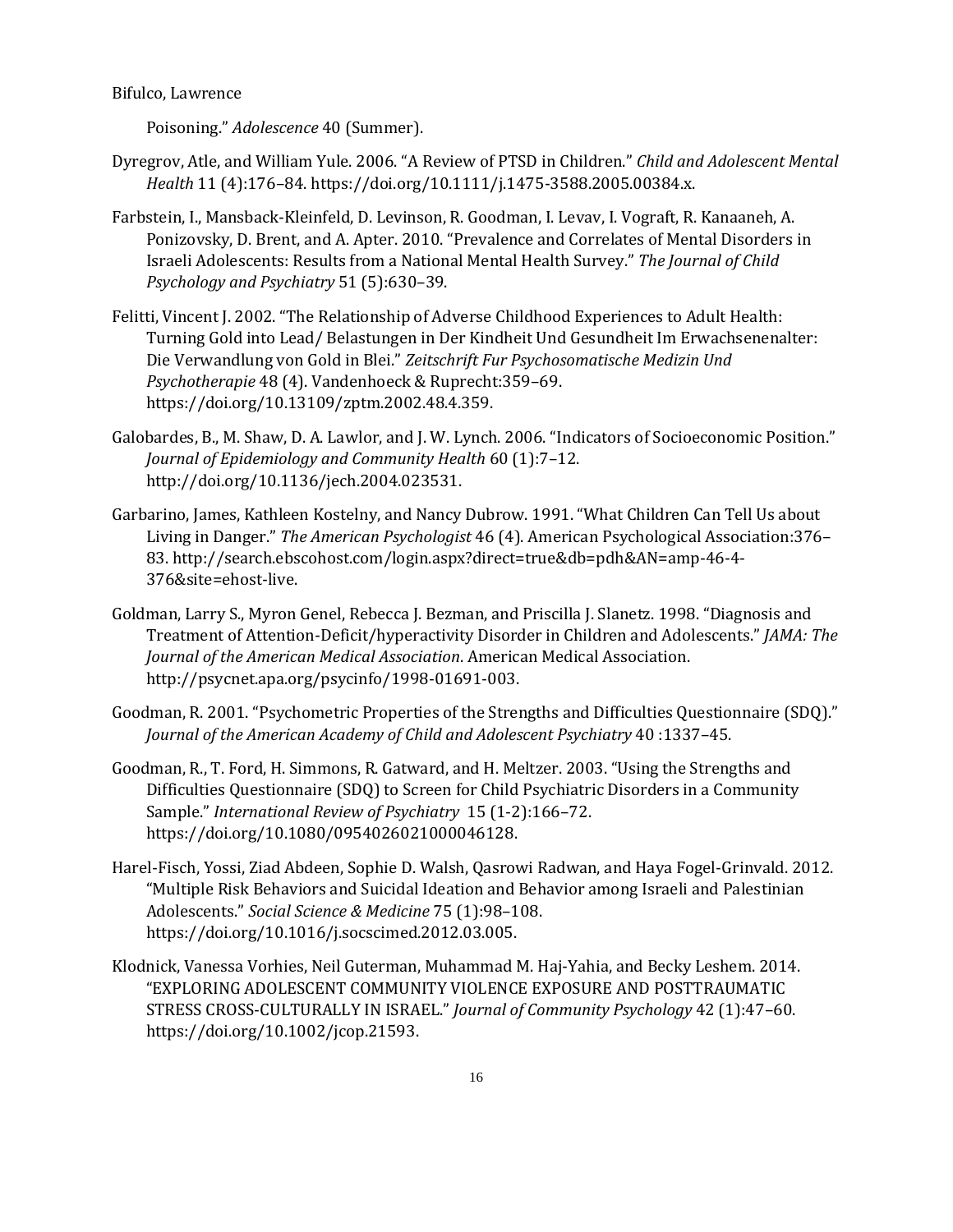Poisoning." *Adolescence* 40 (Summer).

Dyregrov, Atle, and William Yule. 2006. "A Review of PTSD in Children." *Child and Adolescent Mental Health* 11 (4):176–84. https://doi.org/10.1111/j.1475-3588.2005.00384.x.

Farbstein, I., Mansback-Kleinfeld, D. Levinson, R. Goodman, I. Levav, I. Vograft, R. Kanaaneh, A. Ponizovsky, D. Brent, and A. Apter. 2010. "Prevalence and Correlates of Mental Disorders in Israeli Adolescents: Results from a National Mental Health Survey." *The Journal of Child Psychology and Psychiatry* 51 (5):630–39.

Felitti, Vincent J. 2002. "The Relationship of Adverse Childhood Experiences to Adult Health: Turning Gold into Lead/ Belastungen in Der Kindheit Und Gesundheit Im Erwachsenenalter: Die Verwandlung von Gold in Blei." *Zeitschrift Fur Psychosomatische Medizin Und Psychotherapie* 48 (4). Vandenhoeck & Ruprecht:359–69. https://doi.org/10.13109/zptm.2002.48.4.359.

Galobardes, B., M. Shaw, D. A. Lawlor, and J. W. Lynch. 2006. "Indicators of Socioeconomic Position." *Journal of Epidemiology and Community Health* 60 (1):7–12. http://doi.org/10.1136/jech.2004.023531.

Garbarino, James, Kathleen Kostelny, and Nancy Dubrow. 1991. "What Children Can Tell Us about Living in Danger." *The American Psychologist* 46 (4). American Psychological Association:376–83. http://search.ebscohost.com/login.aspx?direct=true&db=pdh&AN=amp-46-4-376&site=ehost-live.

Goldman, Larry S., Myron Genel, Rebecca J. Bezman, and Priscilla J. Slanetz. 1998. "Diagnosis and Treatment of Attention-Deficit/hyperactivity Disorder in Children and Adolescents." *JAMA: The Journal of the American Medical Association*. American Medical Association. http://psycnet.apa.org/psycinfo/1998-01691-003.

Goodman, R. 2001. "Psychometric Properties of the Strengths and Difficulties Questionnaire (SDQ)." *Journal of the American Academy of Child and Adolescent Psychiatry* 40 :1337–45.

Goodman, R., T. Ford, H. Simmons, R. Gatward, and H. Meltzer. 2003. "Using the Strengths and Difficulties Questionnaire (SDQ) to Screen for Child Psychiatric Disorders in a Community Sample." *International Review of Psychiatry* 15 (1-2):166–72. https://doi.org/10.1080/0954026021000046128.

Harel-Fisch, Yossi, Ziad Abdeen, Sophie D. Walsh, Qasrowi Radwan, and Haya Fogel-Grinvald. 2012. "Multiple Risk Behaviors and Suicidal Ideation and Behavior among Israeli and Palestinian Adolescents." *Social Science & Medicine* 75 (1):98–108. https://doi.org/10.1016/j.socscimed.2012.03.005.

Klodnick, Vanessa Vorhies, Neil Guterman, Muhammad M. Haj-Yahia, and Becky Leshem. 2014. "EXPLORING ADOLESCENT COMMUNITY VIOLENCE EXPOSURE AND POSTTRAUMATIC STRESS CROSS-CULTURALLY IN ISRAEL." *Journal of Community Psychology* 42 (1):47–60. https://doi.org/10.1002/jcop.21593.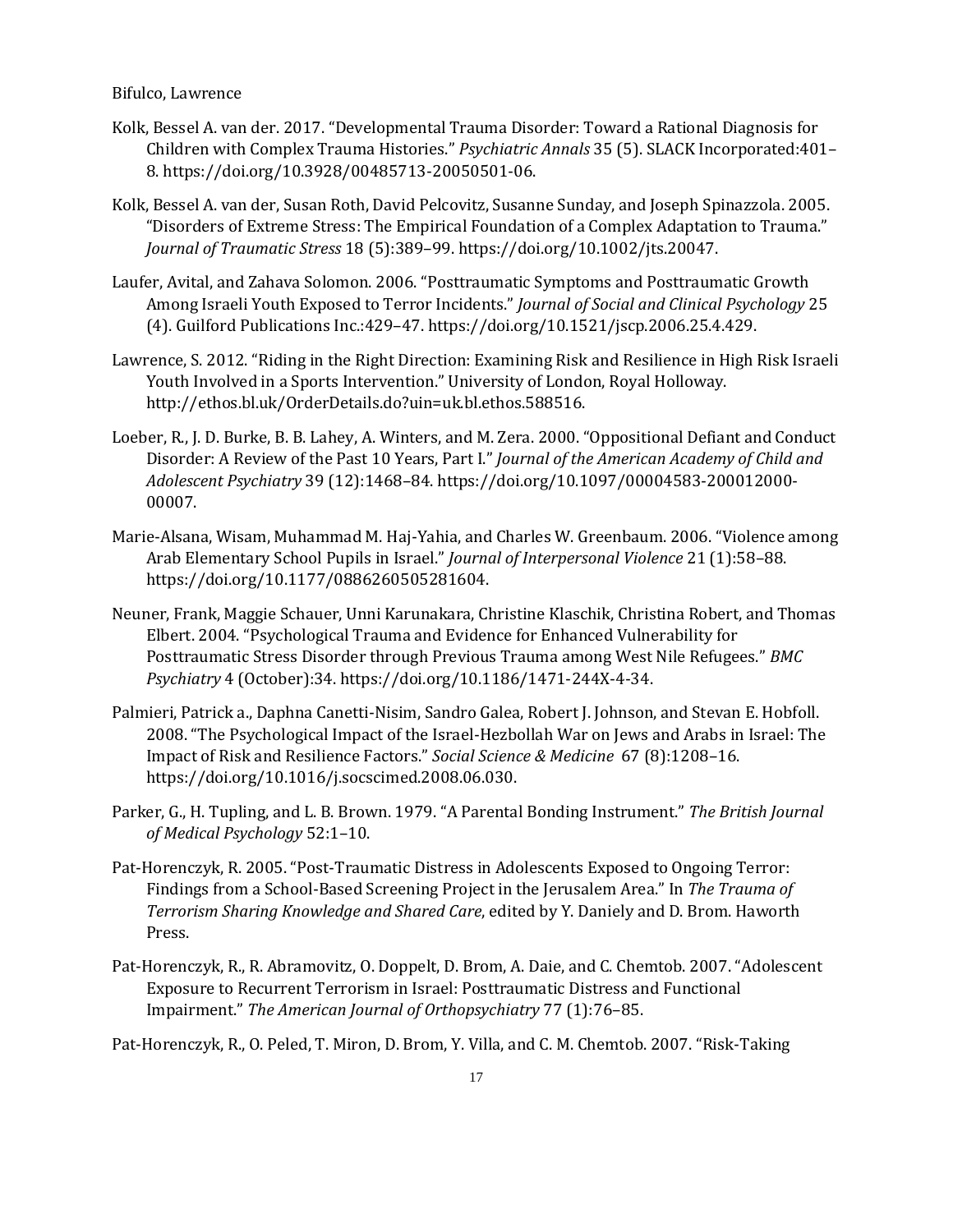Kolk, Bessel A. van der. 2017. "Developmental Trauma Disorder: Toward a Rational Diagnosis for Children with Complex Trauma Histories." *Psychiatric Annals* 35 (5). SLACK Incorporated:401–8. https://doi.org/10.3928/00485713-20050501-06.

Kolk, Bessel A. van der, Susan Roth, David Pelcovitz, Susanne Sunday, and Joseph Spinazzola. 2005. "Disorders of Extreme Stress: The Empirical Foundation of a Complex Adaptation to Trauma." *Journal of Traumatic Stress* 18 (5):389–99. https://doi.org/10.1002/jts.20047.

Laufer, Avital, and Zahava Solomon. 2006. "Posttraumatic Symptoms and Posttraumatic Growth Among Israeli Youth Exposed to Terror Incidents." *Journal of Social and Clinical Psychology* 25 (4). Guilford Publications Inc.:429–47. https://doi.org/10.1521/jscp.2006.25.4.429.

Lawrence, S. 2012. "Riding in the Right Direction: Examining Risk and Resilience in High Risk Israeli Youth Involved in a Sports Intervention." University of London, Royal Holloway. http://ethos.bl.uk/OrderDetails.do?uin=uk.bl.ethos.588516.

Loeber, R., J. D. Burke, B. B. Lahey, A. Winters, and M. Zera. 2000. "Oppositional Defiant and Conduct Disorder: A Review of the Past 10 Years, Part I." *Journal of the American Academy of Child and Adolescent Psychiatry* 39 (12):1468–84. https://doi.org/10.1097/00004583-200012000-00007.

Marie-Alsana, Wisam, Muhammad M. Haj-Yahia, and Charles W. Greenbaum. 2006. "Violence among Arab Elementary School Pupils in Israel." *Journal of Interpersonal Violence* 21 (1):58–88. https://doi.org/10.1177/0886260505281604.

Neuner, Frank, Maggie Schauer, Unni Karunakara, Christine Klaschik, Christina Robert, and Thomas Elbert. 2004. "Psychological Trauma and Evidence for Enhanced Vulnerability for Posttraumatic Stress Disorder through Previous Trauma among West Nile Refugees." *BMC Psychiatry* 4 (October):34. https://doi.org/10.1186/1471-244X-4-34.

Palmieri, Patrick a., Daphna Canetti-Nisim, Sandro Galea, Robert J. Johnson, and Stevan E. Hobfoll. 2008. "The Psychological Impact of the Israel-Hezbollah War on Jews and Arabs in Israel: The Impact of Risk and Resilience Factors." *Social Science & Medicine* 67 (8):1208–16. https://doi.org/10.1016/j.socscimed.2008.06.030.

Parker, G., H. Tupling, and L. B. Brown. 1979. "A Parental Bonding Instrument." *The British Journal of Medical Psychology* 52:1–10.

Pat-Horenczyk, R. 2005. "Post-Traumatic Distress in Adolescents Exposed to Ongoing Terror: Findings from a School-Based Screening Project in the Jerusalem Area." In *The Trauma of Terrorism Sharing Knowledge and Shared Care*, edited by Y. Daniely and D. Brom. Haworth Press.

Pat-Horenczyk, R., R. Abramovitz, O. Doppelt, D. Brom, A. Daie, and C. Chemtob. 2007. "Adolescent Exposure to Recurrent Terrorism in Israel: Posttraumatic Distress and Functional Impairment." *The American Journal of Orthopsychiatry* 77 (1):76–85.

Pat-Horenczyk, R., O. Peled, T. Miron, D. Brom, Y. Villa, and C. M. Chemtob. 2007. "Risk-Taking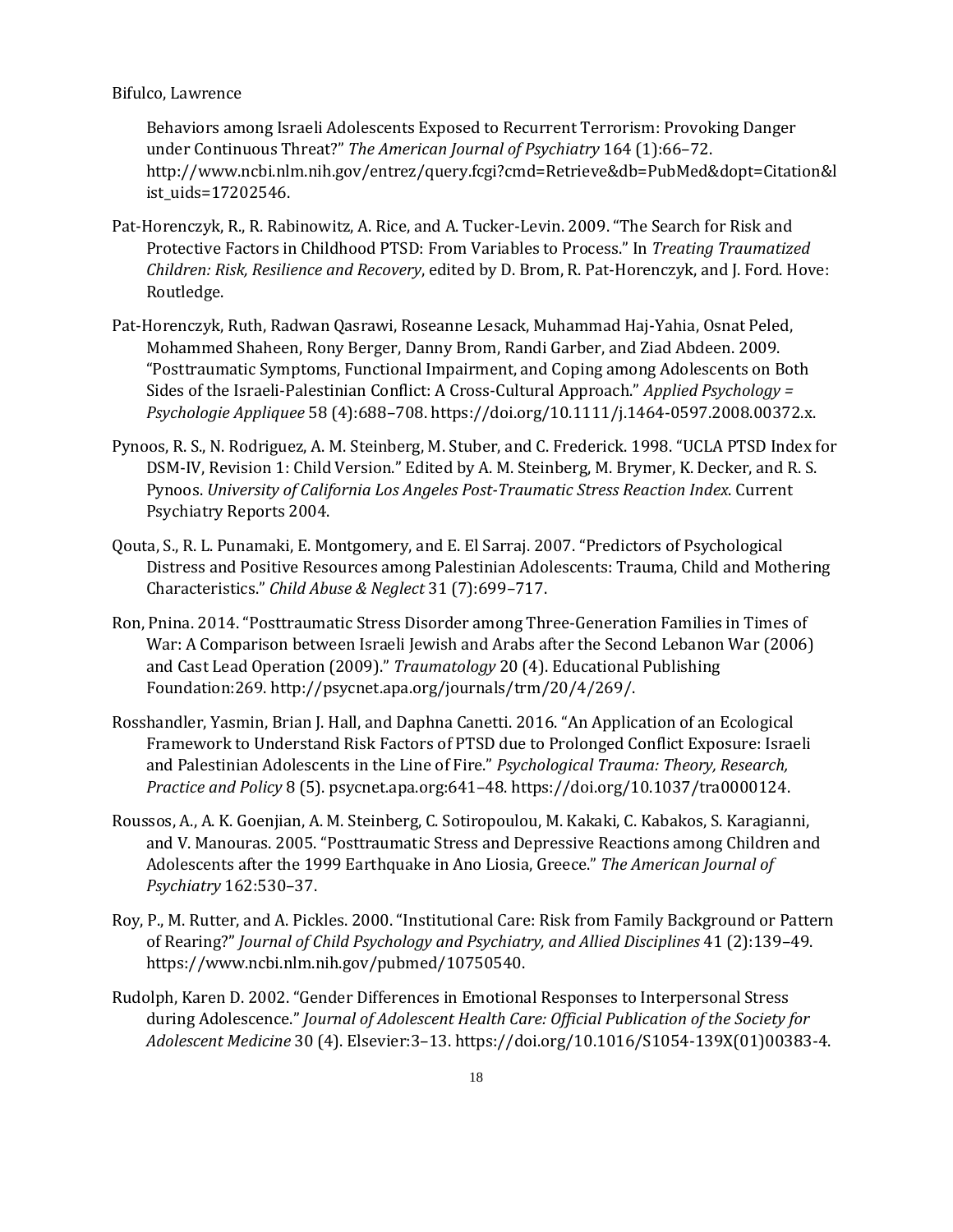Behaviors among Israeli Adolescents Exposed to Recurrent Terrorism: Provoking Danger under Continuous Threat?" *The American Journal of Psychiatry* 164 (1):66–72. http://www.ncbi.nlm.nih.gov/entrez/query.fcgi?cmd=Retrieve&db=PubMed&dopt=Citation&list_uids=17202546.

Pat-Horenczyk, R., R. Rabinowitz, A. Rice, and A. Tucker-Levin. 2009. "The Search for Risk and Protective Factors in Childhood PTSD: From Variables to Process." In *Treating Traumatized Children: Risk, Resilience and Recovery*, edited by D. Brom, R. Pat-Horenczyk, and J. Ford. Hove: Routledge.

Pat-Horenczyk, Ruth, Radwan Qasrawi, Roseanne Lesack, Muhammad Haj-Yahia, Osnat Peled, Mohammed Shaheen, Rony Berger, Danny Brom, Randi Garber, and Ziad Abdeen. 2009. "Posttraumatic Symptoms, Functional Impairment, and Coping among Adolescents on Both Sides of the Israeli-Palestinian Conflict: A Cross-Cultural Approach." *Applied Psychology = Psychologie Appliquee* 58 (4):688–708. https://doi.org/10.1111/j.1464-0597.2008.00372.x.

Pynoos, R. S., N. Rodriguez, A. M. Steinberg, M. Stuber, and C. Frederick. 1998. "UCLA PTSD Index for DSM-IV, Revision 1: Child Version." Edited by A. M. Steinberg, M. Brymer, K. Decker, and R. S. Pynoos. *University of California Los Angeles Post-Traumatic Stress Reaction Index*. Current Psychiatry Reports 2004.

Qouta, S., R. L. Punamaki, E. Montgomery, and E. El Sarraj. 2007. "Predictors of Psychological Distress and Positive Resources among Palestinian Adolescents: Trauma, Child and Mothering Characteristics." *Child Abuse & Neglect* 31 (7):699–717.

Ron, Pnina. 2014. "Posttraumatic Stress Disorder among Three-Generation Families in Times of War: A Comparison between Israeli Jewish and Arabs after the Second Lebanon War (2006) and Cast Lead Operation (2009)." *Traumatology* 20 (4). Educational Publishing Foundation:269. http://psycnet.apa.org/journals/trm/20/4/269/.

Rosshandler, Yasmin, Brian J. Hall, and Daphna Canetti. 2016. "An Application of an Ecological Framework to Understand Risk Factors of PTSD due to Prolonged Conflict Exposure: Israeli and Palestinian Adolescents in the Line of Fire." *Psychological Trauma: Theory, Research, Practice and Policy* 8 (5). psycnet.apa.org:641–48. https://doi.org/10.1037/tra0000124.

Roussos, A., A. K. Goenjian, A. M. Steinberg, C. Sotiropoulou, M. Kakaki, C. Kabakos, S. Karagianni, and V. Manouras. 2005. "Posttraumatic Stress and Depressive Reactions among Children and Adolescents after the 1999 Earthquake in Ano Liosia, Greece." *The American Journal of Psychiatry* 162:530–37.

Roy, P., M. Rutter, and A. Pickles. 2000. "Institutional Care: Risk from Family Background or Pattern of Rearing?" *Journal of Child Psychology and Psychiatry, and Allied Disciplines* 41 (2):139–49. https://www.ncbi.nlm.nih.gov/pubmed/10750540.

Rudolph, Karen D. 2002. "Gender Differences in Emotional Responses to Interpersonal Stress during Adolescence." *Journal of Adolescent Health Care: Official Publication of the Society for Adolescent Medicine* 30 (4). Elsevier:3–13. https://doi.org/10.1016/S1054-139X(01)00383-4.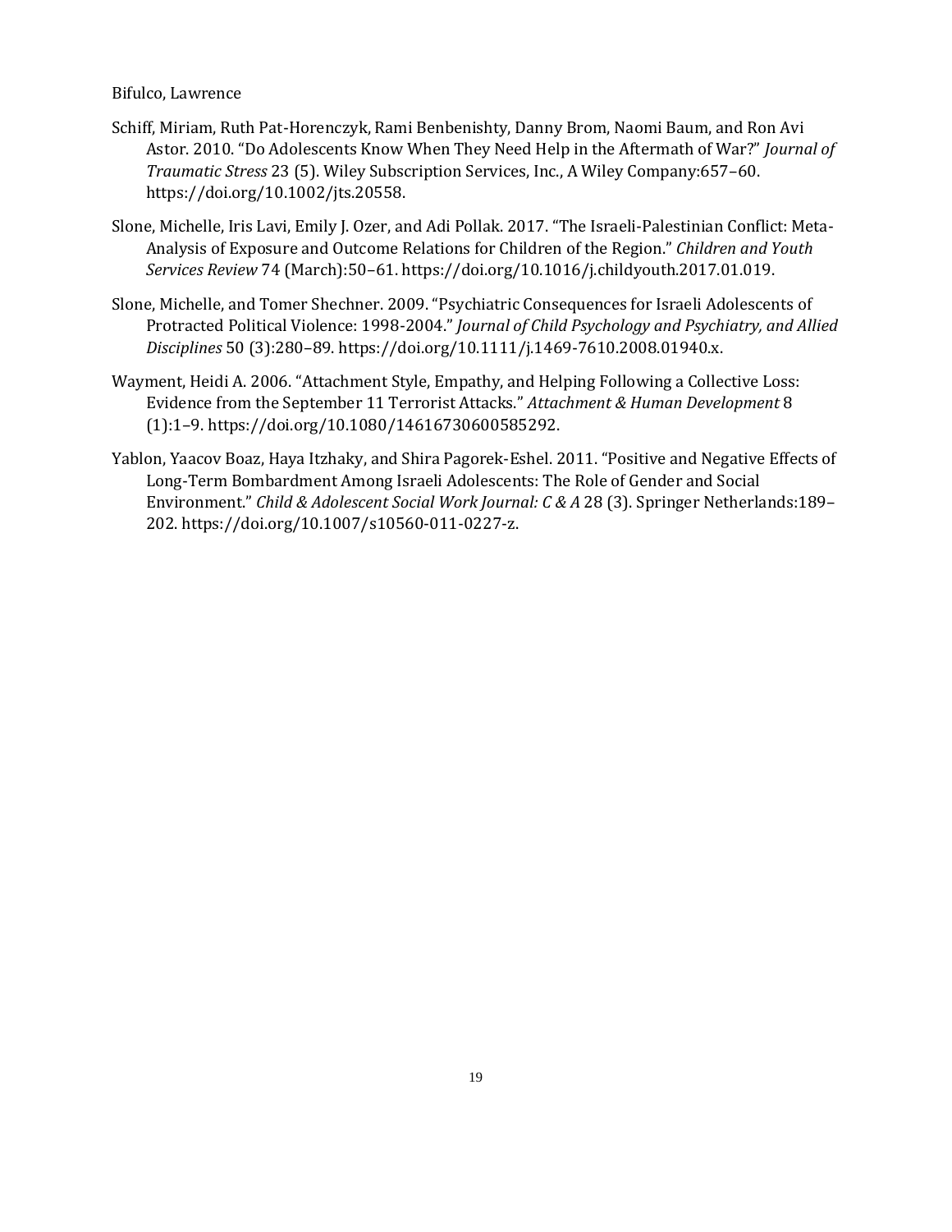Schiff, Miriam, Ruth Pat-Horenczyk, Rami Benbenishty, Danny Brom, Naomi Baum, and Ron Avi Astor. 2010. "Do Adolescents Know When They Need Help in the Aftermath of War?" *Journal of Traumatic Stress* 23 (5). Wiley Subscription Services, Inc., A Wiley Company:657–60. https://doi.org/10.1002/jts.20558.

Slone, Michelle, Iris Lavi, Emily J. Ozer, and Adi Pollak. 2017. "The Israeli-Palestinian Conflict: Meta-Analysis of Exposure and Outcome Relations for Children of the Region." *Children and Youth Services Review* 74 (March):50–61. https://doi.org/10.1016/j.childyouth.2017.01.019.

Slone, Michelle, and Tomer Shechner. 2009. "Psychiatric Consequences for Israeli Adolescents of Protracted Political Violence: 1998-2004." *Journal of Child Psychology and Psychiatry, and Allied Disciplines* 50 (3):280–89. https://doi.org/10.1111/j.1469-7610.2008.01940.x.

Wayment, Heidi A. 2006. "Attachment Style, Empathy, and Helping Following a Collective Loss: Evidence from the September 11 Terrorist Attacks." *Attachment & Human Development* 8 (1):1–9. https://doi.org/10.1080/14616730600585292.

Yablon, Yaacov Boaz, Haya Itzhaky, and Shira Pagorek-Eshel. 2011. "Positive and Negative Effects of Long-Term Bombardment Among Israeli Adolescents: The Role of Gender and Social Environment." *Child & Adolescent Social Work Journal: C & A* 28 (3). Springer Netherlands:189–202. https://doi.org/10.1007/s10560-011-0227-z.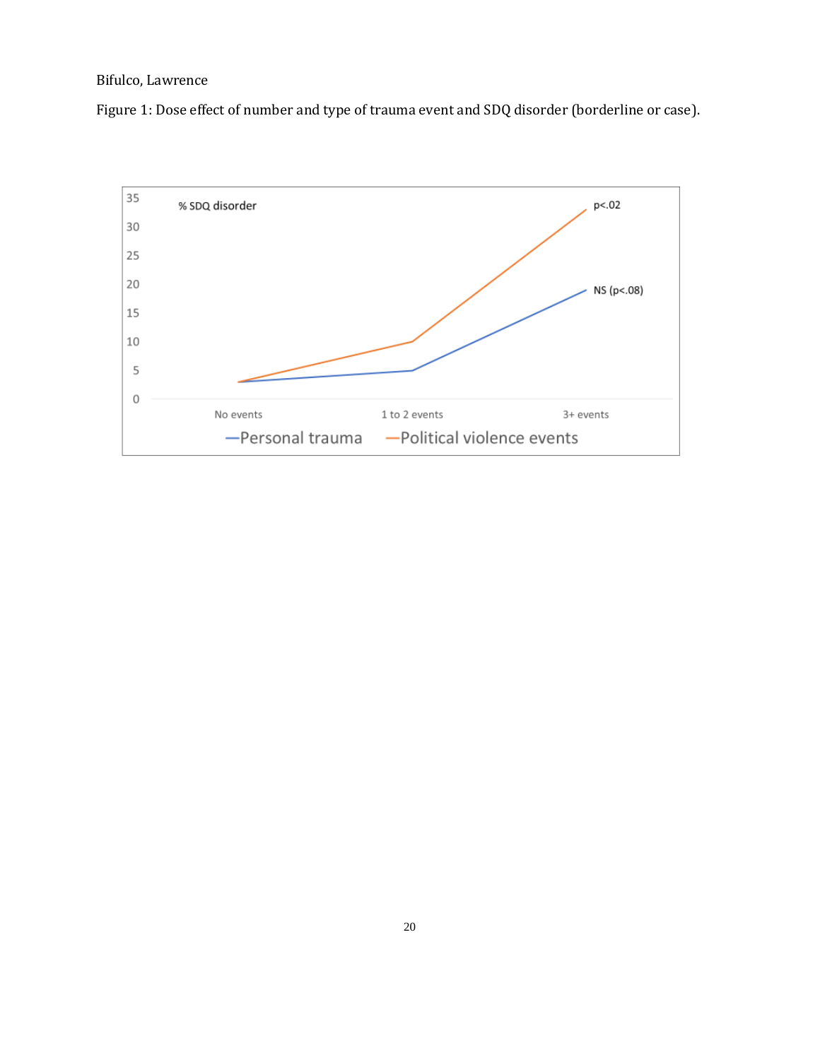Figure 1: Dose effect of number and type of trauma event and SDQ disorder (borderline or case).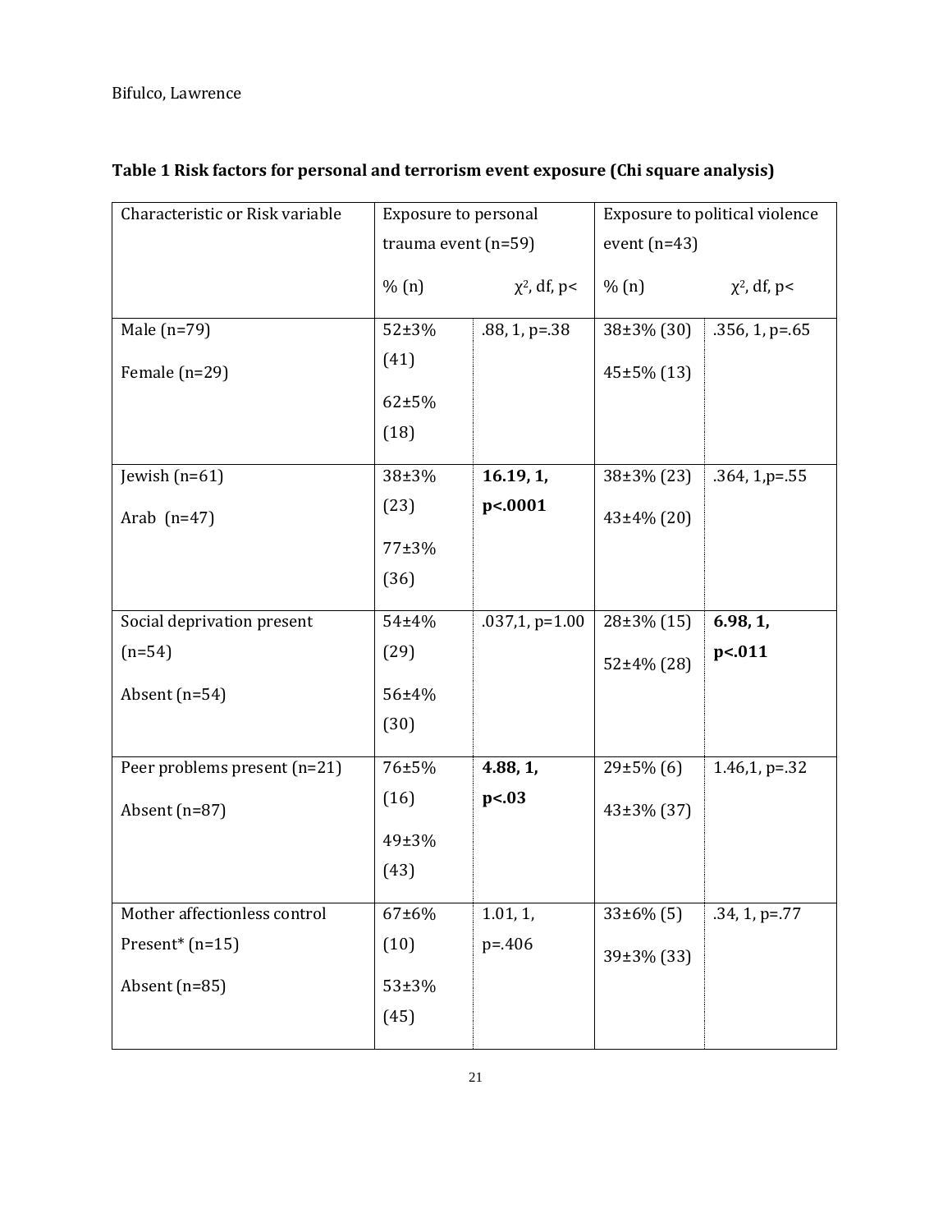**Table 1 Risk factors for personal and terrorism event exposure (Chi square analysis)**

| Characteristic or Risk variable | Exposure to personal trauma event (n=59) | | Exposure to political violence event (n=43) | |
|---|---|---|---|---|
| | % (n) | $\chi^2$, df, p< | % (n) | $\chi^2$, df, p< |
| Male (n=79)<br>Female (n=29) | 52±3% (41)<br>62±5% (18) | .88, 1, p=.38 | 38±3% (30)<br>45±5% (13) | .356, 1, p=.65 |
| Jewish (n=61)<br>Arab (n=47) | 38±3% (23)<br>77±3% (36) | **16.19, 1, p<.0001** | 38±3% (23)<br>43±4% (20) | .364, 1,p=.55 |
| Social deprivation present (n=54)<br>Absent (n=54) | 54±4% (29)<br>56±4% (30) | .037,1, p=1.00 | 28±3% (15)<br>52±4% (28) | **6.98, 1, p<.011** |
| Peer problems present (n=21)<br>Absent (n=87) | 76±5% (16)<br>49±3% (43) | **4.88, 1, p<.03** | 29±5% (6)<br>43±3% (37) | 1.46,1, p=.32 |
| Mother affectionless control Present* (n=15)<br>Absent (n=85) | 67±6% (10)<br>53±3% (45) | 1.01, 1, p=.406 | 33±6% (5)<br>39±3% (33) | .34, 1, p=.77 |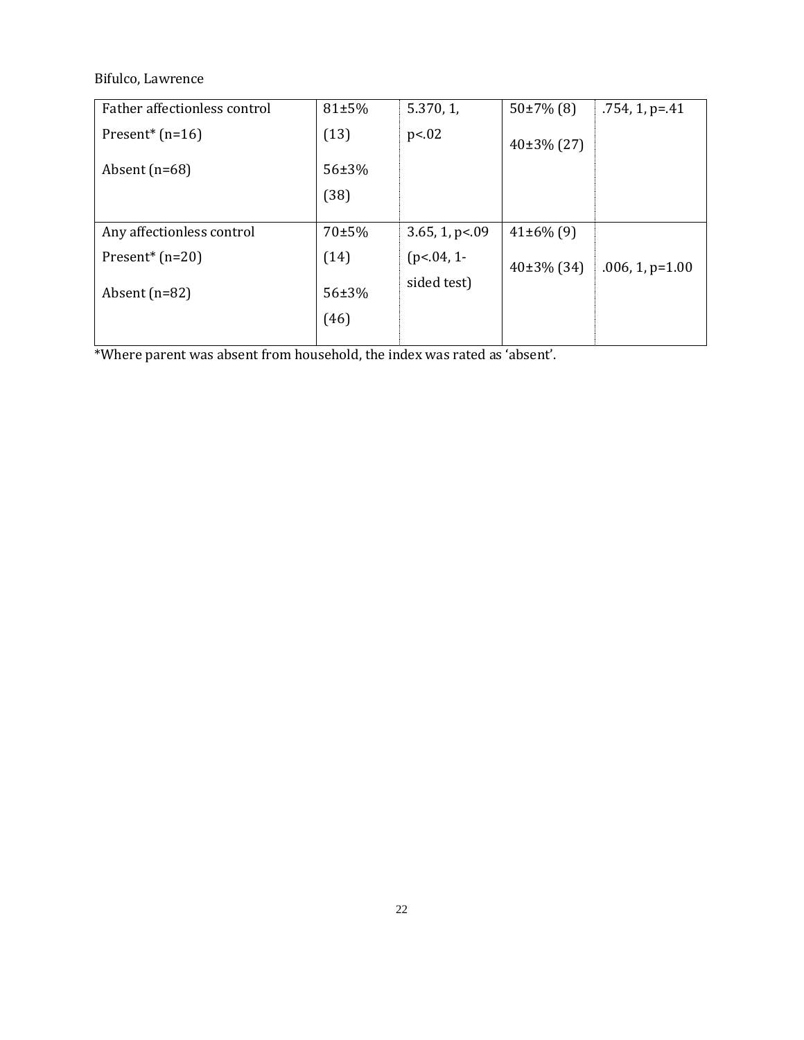| | | | | |
|---|---|---|---|---|
| Father affectionless control<br>Present* (n=16)<br>Absent (n=68) | 81±5% (13)<br>56±3% (38) | 5.370, 1, p<.02 | 50±7% (8)<br>40±3% (27) | .754, 1, p=.41 |
| Any affectionless control<br>Present* (n=20)<br>Absent (n=82) | 70±5% (14)<br>56±3% (46) | 3.65, 1, p<.09 (p<.04, 1-sided test) | 41±6% (9)<br>40±3% (34) | .006, 1, p=1.00 |

*Where parent was absent from household, the index was rated as 'absent'.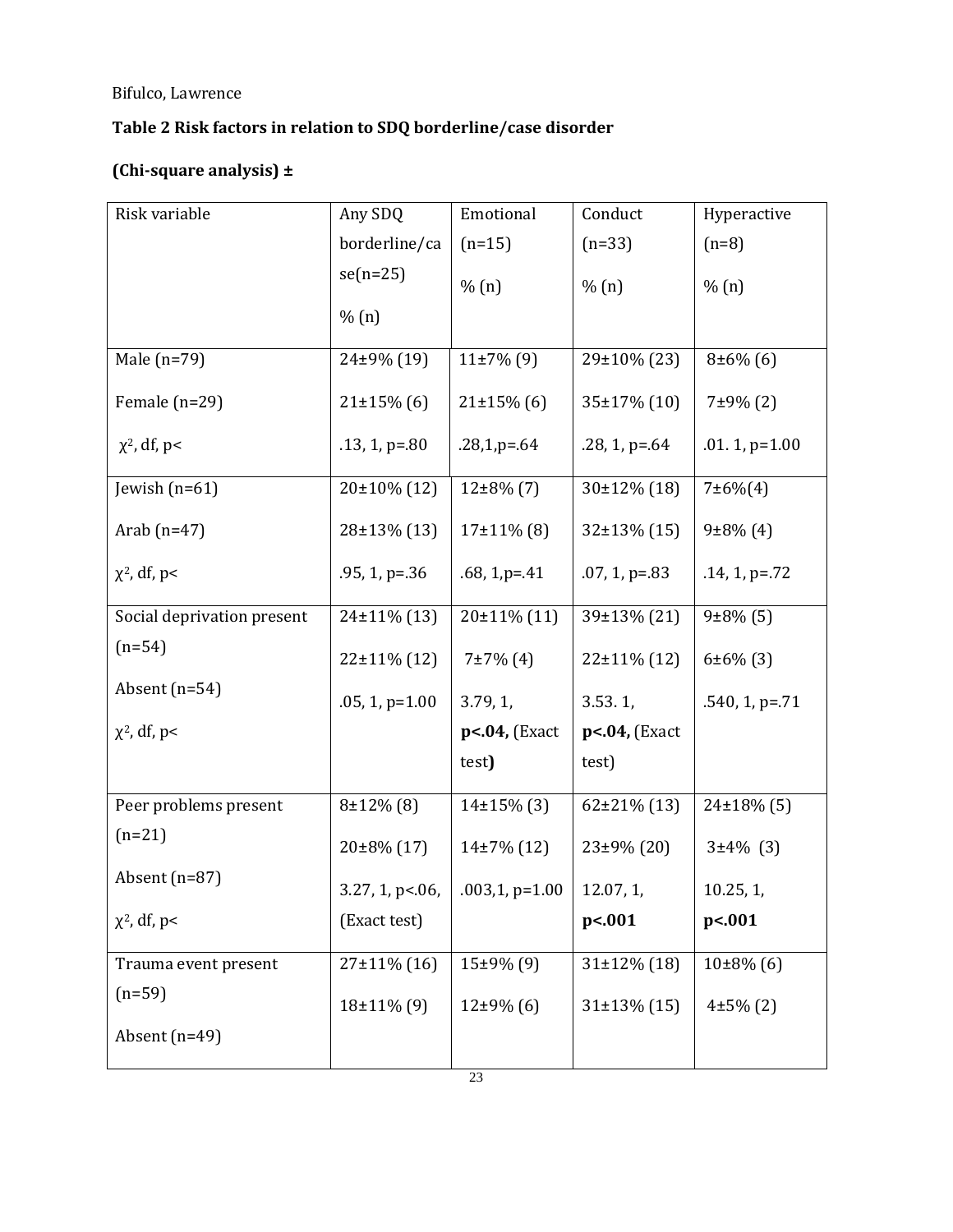**Table 2 Risk factors in relation to SDQ borderline/case disorder**

**(Chi-square analysis) ±**

| Risk variable | Any SDQ borderline/case(n=25) % (n) | Emotional (n=15) % (n) | Conduct (n=33) % (n) | Hyperactive (n=8) % (n) |
|---|---|---|---|---|
| Male (n=79) | 24±9% (19) | 11±7% (9) | 29±10% (23) | 8±6% (6) |
| Female (n=29) | 21±15% (6) | 21±15% (6) | 35±17% (10) | 7±9% (2) |
| $\chi^2$, df, p< | .13, 1, p=.80 | .28,1,p=.64 | .28, 1, p=.64 | .01. 1, p=1.00 |
| Jewish (n=61) | 20±10% (12) | 12±8% (7) | 30±12% (18) | 7±6%(4) |
| Arab (n=47) | 28±13% (13) | 17±11% (8) | 32±13% (15) | 9±8% (4) |
| $\chi^2$, df, p< | .95, 1, p=.36 | .68, 1,p=.41 | .07, 1, p=.83 | .14, 1, p=.72 |
| Social deprivation present (n=54) | 24±11% (13) | 20±11% (11) | 39±13% (21) | 9±8% (5) |
| Absent (n=54) | 22±11% (12) | 7±7% (4) | 22±11% (12) | 6±6% (3) |
| $\chi^2$, df, p< | .05, 1, p=1.00 | 3.79, 1, **p<.04,** (Exact test**)** | 3.53. 1, **p<.04,** (Exact test) | .540, 1, p=.71 |
| Peer problems present (n=21) | 8±12% (8) | 14±15% (3) | 62±21% (13) | 24±18% (5) |
| Absent (n=87) | 20±8% (17) | 14±7% (12) | 23±9% (20) | 3±4% (3) |
| $\chi^2$, df, p< | 3.27, 1, p<.06, (Exact test) | .003,1, p=1.00 | 12.07, 1, **p<.001** | 10.25, 1, **p<.001** |
| Trauma event present (n=59) | 27±11% (16) | 15±9% (9) | 31±12% (18) | 10±8% (6) |
| Absent (n=49) | 18±11% (9) | 12±9% (6) | 31±13% (15) | 4±5% (2) |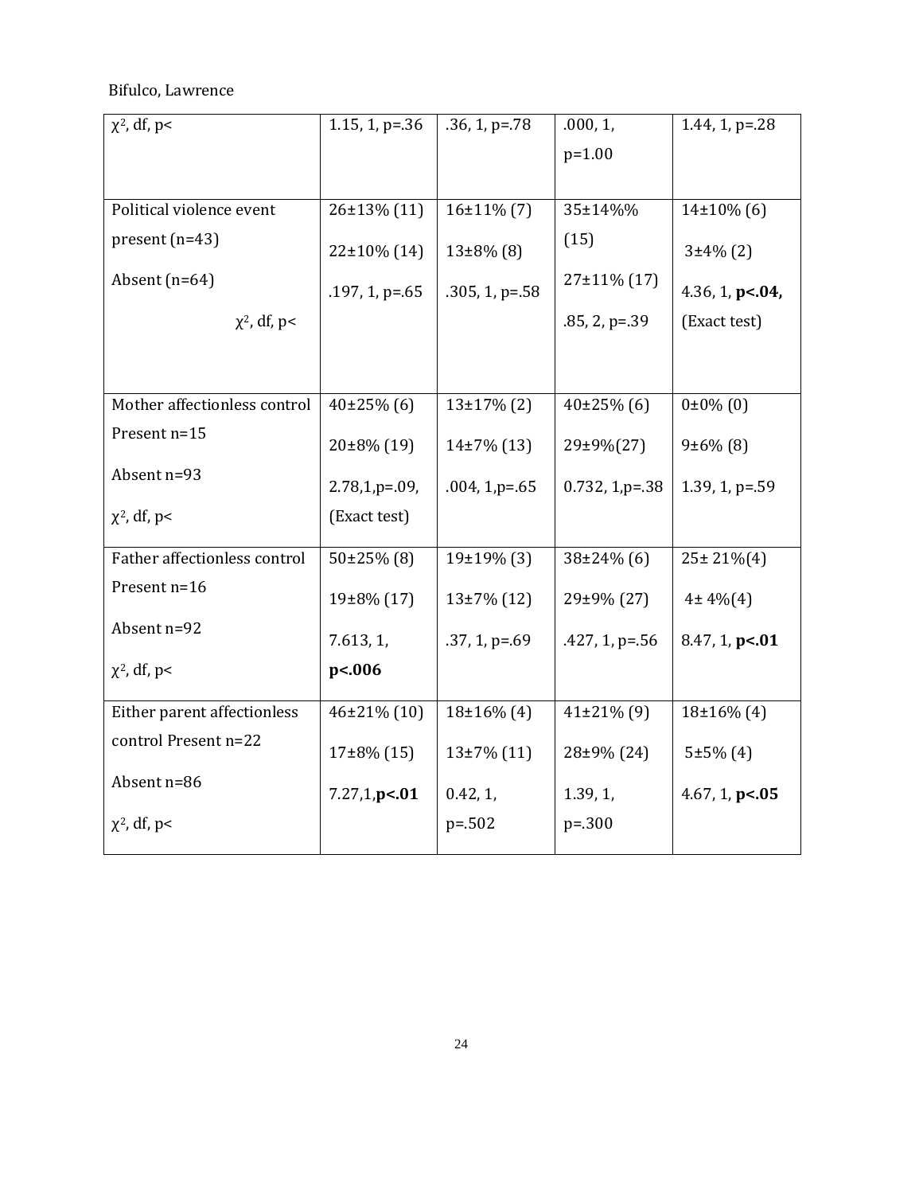| | | | | |
|---|---|---|---|---|
| $\chi^2$, df, p< | 1.15, 1, p=.36 | .36, 1, p=.78 | .000, 1, p=1.00 | 1.44, 1, p=.28 |
| Political violence event present (n=43)<br>Absent (n=64)<br>$\chi^2$, df, p< | 26±13% (11)<br>22±10% (14)<br>.197, 1, p=.65 | 16±11% (7)<br>13±8% (8)<br>.305, 1, p=.58 | 35±14%% (15)<br>27±11% (17)<br>.85, 2, p=.39 | 14±10% (6)<br>3±4% (2)<br>4.36, 1, **p<.04,** (Exact test) |
| Mother affectionless control Present n=15<br>Absent n=93<br>$\chi^2$, df, p< | 40±25% (6)<br>20±8% (19)<br>2.78,1,p=.09, (Exact test) | 13±17% (2)<br>14±7% (13)<br>.004, 1,p=.65 | 40±25% (6)<br>29±9%(27)<br>0.732, 1,p=.38 | 0±0% (0)<br>9±6% (8)<br>1.39, 1, p=.59 |
| Father affectionless control Present n=16<br>Absent n=92<br>$\chi^2$, df, p< | 50±25% (8)<br>19±8% (17)<br>7.613, 1, **p<.006** | 19±19% (3)<br>13±7% (12)<br>.37, 1, p=.69 | 38±24% (6)<br>29±9% (27)<br>.427, 1, p=.56 | 25± 21%(4)<br>4± 4%(4)<br>8.47, 1, **p<.01** |
| Either parent affectionless control Present n=22<br>Absent n=86<br>$\chi^2$, df, p< | 46±21% (10)<br>17±8% (15)<br>7.27,1,**p<.01** | 18±16% (4)<br>13±7% (11)<br>0.42, 1, p=.502 | 41±21% (9)<br>28±9% (24)<br>1.39, 1, p=.300 | 18±16% (4)<br>5±5% (4)<br>4.67, 1, **p<.05** |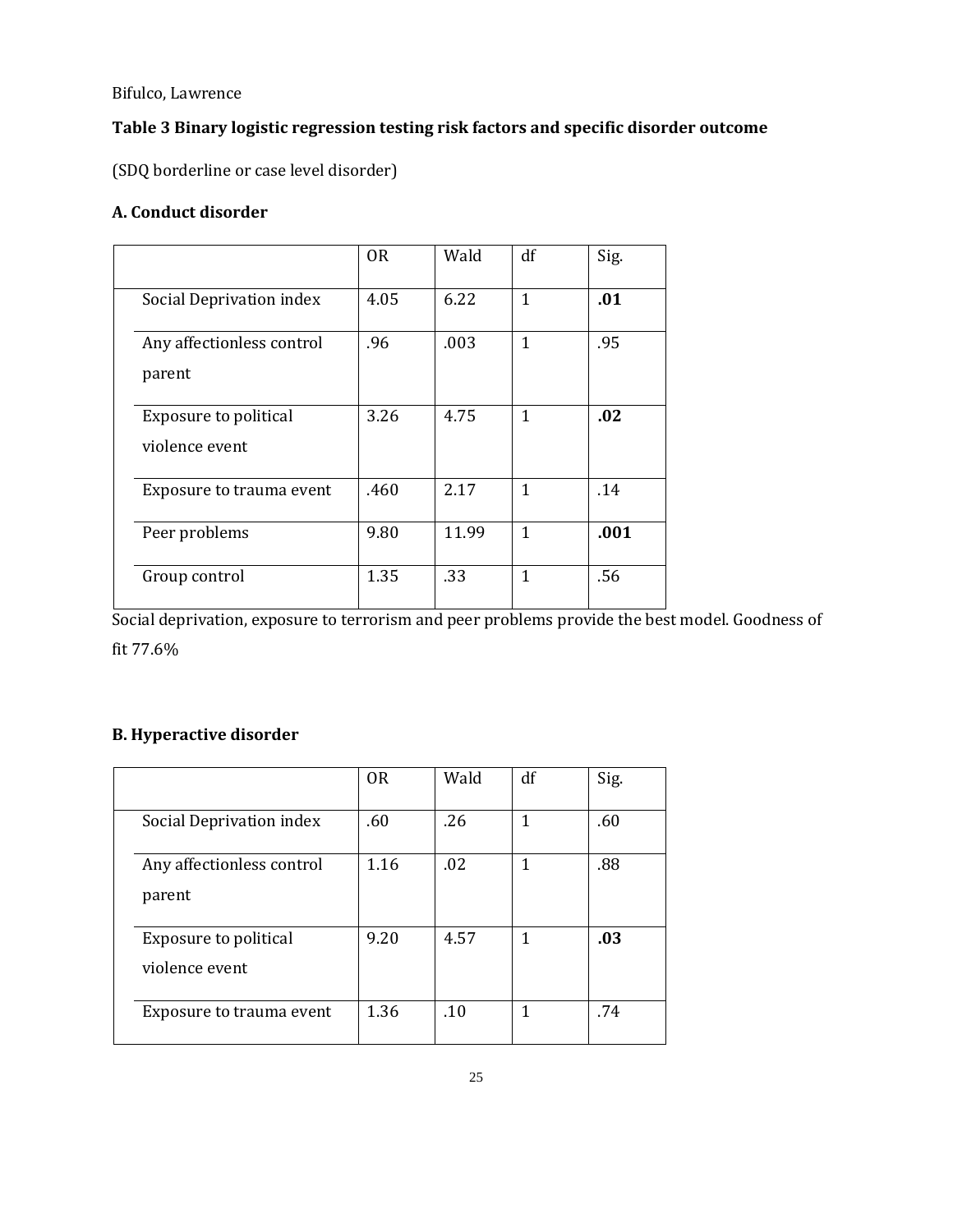**Table 3 Binary logistic regression testing risk factors and specific disorder outcome**

(SDQ borderline or case level disorder)

**A. Conduct disorder**

| | OR | Wald | df | Sig. |
|---|---|---|---|---|
| Social Deprivation index | 4.05 | 6.22 | 1 | **.01** |
| Any affectionless control parent | .96 | .003 | 1 | .95 |
| Exposure to political violence event | 3.26 | 4.75 | 1 | **.02** |
| Exposure to trauma event | .460 | 2.17 | 1 | .14 |
| Peer problems | 9.80 | 11.99 | 1 | **.001** |
| Group control | 1.35 | .33 | 1 | .56 |

Social deprivation, exposure to terrorism and peer problems provide the best model. Goodness of fit 77.6%

**B. Hyperactive disorder**

| | OR | Wald | df | Sig. |
|---|---|---|---|---|
| Social Deprivation index | .60 | .26 | 1 | .60 |
| Any affectionless control parent | 1.16 | .02 | 1 | .88 |
| Exposure to political violence event | 9.20 | 4.57 | 1 | **.03** |
| Exposure to trauma event | 1.36 | .10 | 1 | .74 |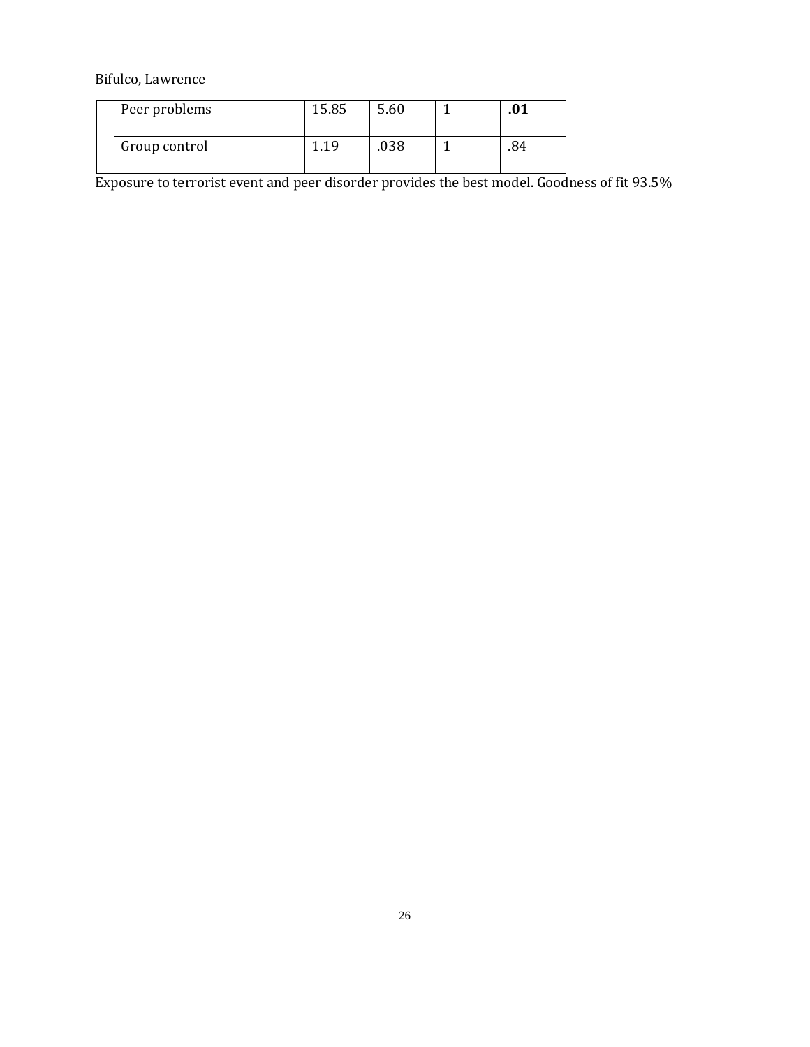| | | | | |
|---|---|---|---|---|
| Peer problems | 15.85 | 5.60 | 1 | **.01** |
| Group control | 1.19 | .038 | 1 | .84 |

Exposure to terrorist event and peer disorder provides the best model. Goodness of fit 93.5%